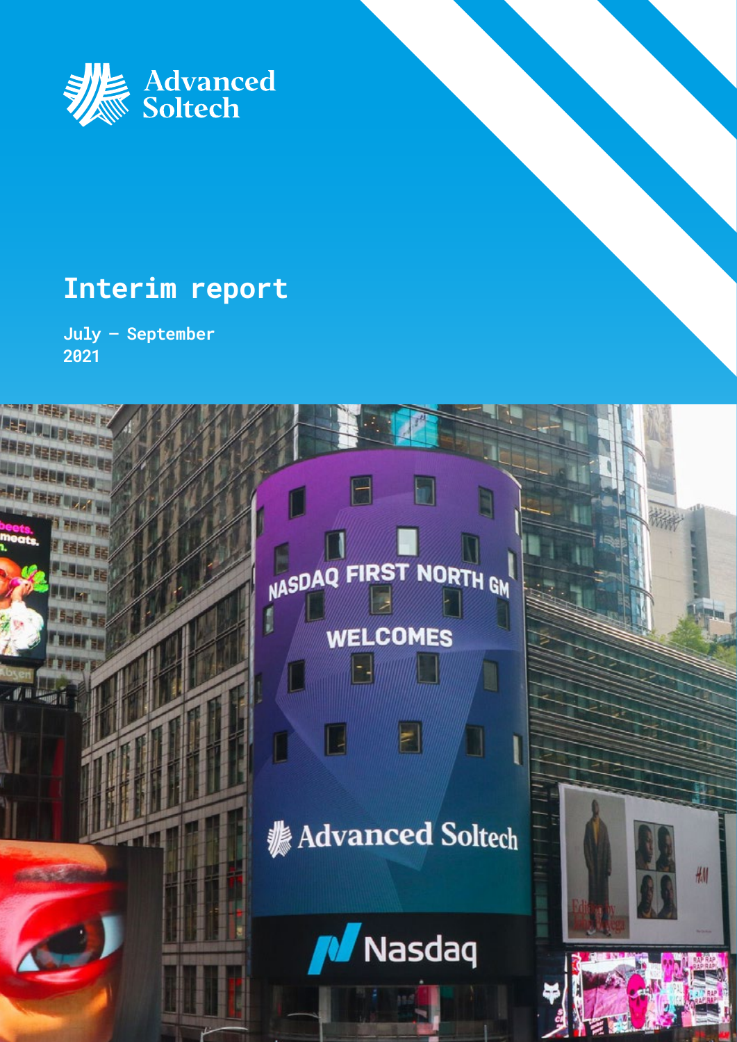Advanced Soltech

# Interim report

July – September
2021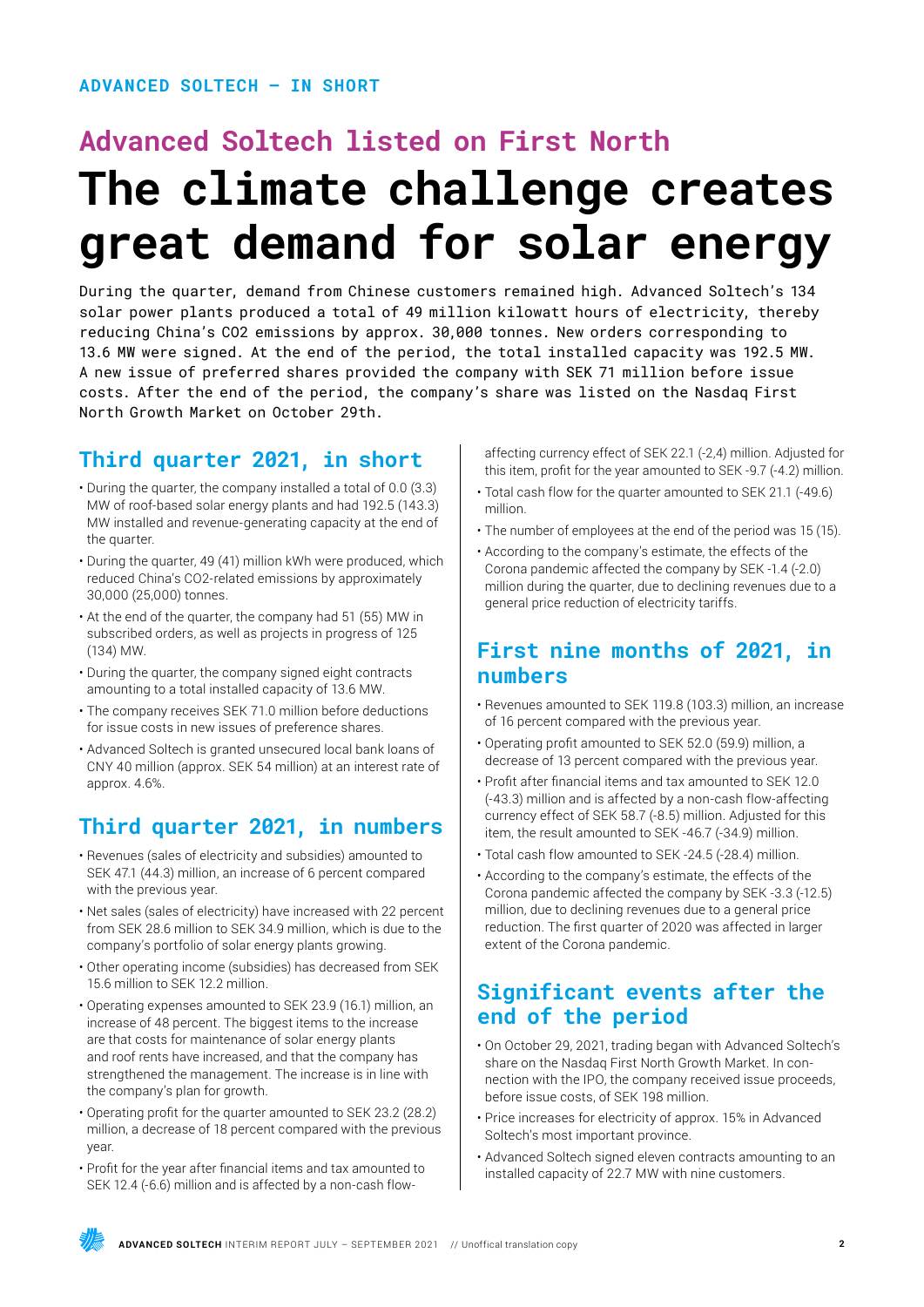ADVANCED SOLTECH – IN SHORT

## Advanced Soltech listed on First North

# The climate challenge creates great demand for solar energy

During the quarter, demand from Chinese customers remained high. Advanced Soltech's 134 solar power plants produced a total of 49 million kilowatt hours of electricity, thereby reducing China's $CO_2$ emissions by approx. 30,000 tonnes. New orders corresponding to 13.6 MW were signed. At the end of the period, the total installed capacity was 192.5 MW. A new issue of preferred shares provided the company with SEK 71 million before issue costs. After the end of the period, the company's share was listed on the Nasdaq First North Growth Market on October 29th.

## Third quarter 2021, in short

- During the quarter, the company installed a total of 0.0 (3.3) MW of roof-based solar energy plants and had 192.5 (143.3) MW installed and revenue-generating capacity at the end of the quarter.
- During the quarter, 49 (41) million kWh were produced, which reduced China's $CO_2$-related emissions by approximately 30,000 (25,000) tonnes.
- At the end of the quarter, the company had 51 (55) MW in subscribed orders, as well as projects in progress of 125 (134) MW.
- During the quarter, the company signed eight contracts amounting to a total installed capacity of 13.6 MW.
- The company receives SEK 71.0 million before deductions for issue costs in new issues of preference shares.
- Advanced Soltech is granted unsecured local bank loans of CNY 40 million (approx. SEK 54 million) at an interest rate of approx. 4.6%.

## Third quarter 2021, in numbers

- Revenues (sales of electricity and subsidies) amounted to SEK 47.1 (44.3) million, an increase of 6 percent compared with the previous year.
- Net sales (sales of electricity) have increased with 22 percent from SEK 28.6 million to SEK 34.9 million, which is due to the company's portfolio of solar energy plants growing.
- Other operating income (subsidies) has decreased from SEK 15.6 million to SEK 12.2 million.
- Operating expenses amounted to SEK 23.9 (16.1) million, an increase of 48 percent. The biggest items to the increase are that costs for maintenance of solar energy plants and roof rents have increased, and that the company has strengthened the management. The increase is in line with the company's plan for growth.
- Operating profit for the quarter amounted to SEK 23.2 (28.2) million, a decrease of 18 percent compared with the previous year.
- Profit for the year after financial items and tax amounted to SEK 12.4 (-6.6) million and is affected by a non-cash flow-affecting currency effect of SEK 22.1 (-2,4) million. Adjusted for this item, profit for the year amounted to SEK -9.7 (-4.2) million.
- Total cash flow for the quarter amounted to SEK 21.1 (-49.6) million.
- The number of employees at the end of the period was 15 (15).
- According to the company's estimate, the effects of the Corona pandemic affected the company by SEK -1.4 (-2.0) million during the quarter, due to declining revenues due to a general price reduction of electricity tariffs.

## First nine months of 2021, in numbers

- Revenues amounted to SEK 119.8 (103.3) million, an increase of 16 percent compared with the previous year.
- Operating profit amounted to SEK 52.0 (59.9) million, a decrease of 13 percent compared with the previous year.
- Profit after financial items and tax amounted to SEK 12.0 (-43.3) million and is affected by a non-cash flow-affecting currency effect of SEK 58.7 (-8.5) million. Adjusted for this item, the result amounted to SEK -46.7 (-34.9) million.
- Total cash flow amounted to SEK -24.5 (-28.4) million.
- According to the company's estimate, the effects of the Corona pandemic affected the company by SEK -3.3 (-12.5) million, due to declining revenues due to a general price reduction. The first quarter of 2020 was affected in larger extent of the Corona pandemic.

## Significant events after the end of the period

- On October 29, 2021, trading began with Advanced Soltech's share on the Nasdaq First North Growth Market. In connection with the IPO, the company received issue proceeds, before issue costs, of SEK 198 million.
- Price increases for electricity of approx. 15% in Advanced Soltech's most important province.
- Advanced Soltech signed eleven contracts amounting to an installed capacity of 22.7 MW with nine customers.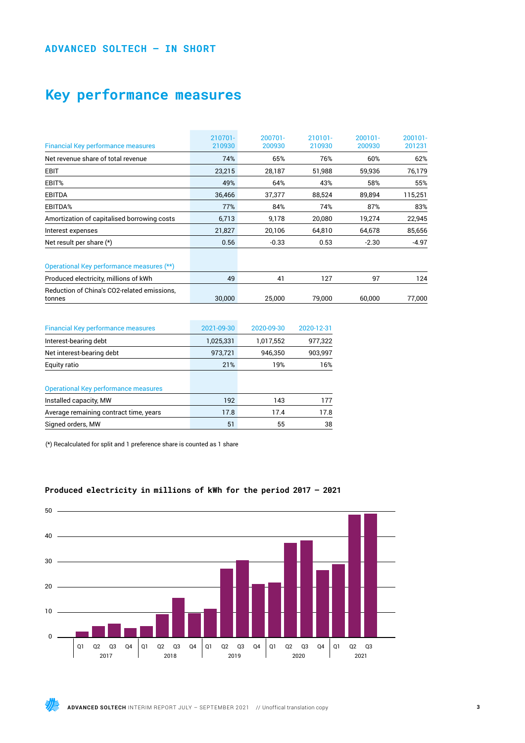ADVANCED SOLTECH – IN SHORT

# Key performance measures

| Financial Key performance measures | 210701-210930 | 200701-200930 | 210101-210930 | 200101-200930 | 200101-201231 |
|---|---|---|---|---|---|
| Net revenue share of total revenue | 74% | 65% | 76% | 60% | 62% |
| EBIT | 23,215 | 28,187 | 51,988 | 59,936 | 76,179 |
| EBIT% | 49% | 64% | 43% | 58% | 55% |
| EBITDA | 36,466 | 37,377 | 88,524 | 89,894 | 115,251 |
| EBITDA% | 77% | 84% | 74% | 87% | 83% |
| Amortization of capitalised borrowing costs | 6,713 | 9,178 | 20,080 | 19,274 | 22,945 |
| Interest expenses | 21,827 | 20,106 | 64,810 | 64,678 | 85,656 |
| Net result per share (*) | 0.56 | -0.33 | 0.53 | -2.30 | -4.97 |
| | | | | | |
| **Operational Key performance measures (**)** | | | | | |
| Produced electricity, millions of kWh | 49 | 41 | 127 | 97 | 124 |
| Reduction of China's CO2-related emissions, tonnes | 30,000 | 25,000 | 79,000 | 60,000 | 77,000 |

| Financial Key performance measures | 2021-09-30 | 2020-09-30 | 2020-12-31 |
|---|---|---|---|
| Interest-bearing debt | 1,025,331 | 1,017,552 | 977,322 |
| Net interest-bearing debt | 973,721 | 946,350 | 903,997 |
| Equity ratio | 21% | 19% | 16% |
| | | | |
| **Operational Key performance measures** | | | |
| Installed capacity, MW | 192 | 143 | 177 |
| Average remaining contract time, years | 17.8 | 17.4 | 17.8 |
| Signed orders, MW | 51 | 55 | 38 |

(*) Recalculated for split and 1 preference share is counted as 1 share

### Produced electricity in millions of kWh for the period 2017 – 2021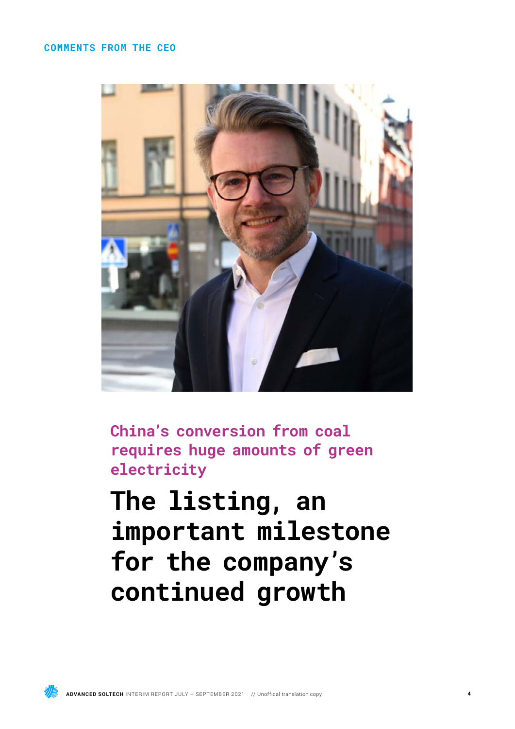COMMENTS FROM THE CEO

## China's conversion from coal requires huge amounts of green electricity

# The listing, an important milestone for the company's continued growth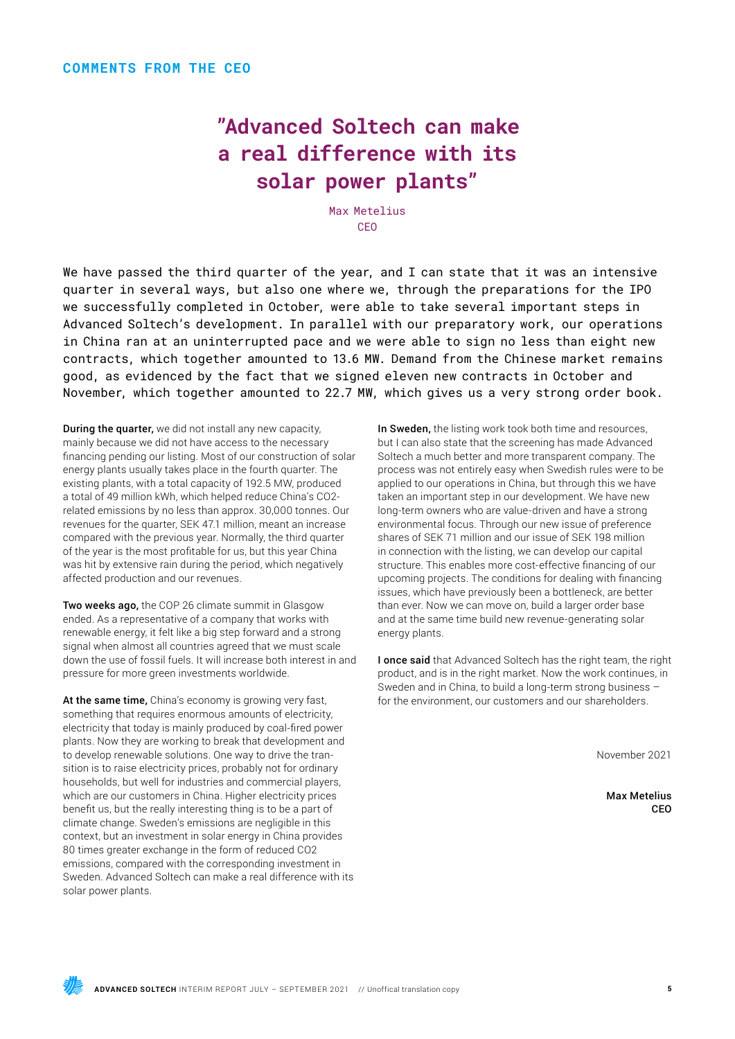## COMMENTS FROM THE CEO

# ”Advanced Soltech can make a real difference with its solar power plants”

Max Metelius
CEO

We have passed the third quarter of the year, and I can state that it was an intensive quarter in several ways, but also one where we, through the preparations for the IPO we successfully completed in October, were able to take several important steps in Advanced Soltech’s development. In parallel with our preparatory work, our operations in China ran at an uninterrupted pace and we were able to sign no less than eight new contracts, which together amounted to 13.6 MW. Demand from the Chinese market remains good, as evidenced by the fact that we signed eleven new contracts in October and November, which together amounted to 22.7 MW, which gives us a very strong order book.

**During the quarter,** we did not install any new capacity, mainly because we did not have access to the necessary financing pending our listing. Most of our construction of solar energy plants usually takes place in the fourth quarter. The existing plants, with a total capacity of 192.5 MW, produced a total of 49 million kWh, which helped reduce China’s $CO_2$-related emissions by no less than approx. 30,000 tonnes. Our revenues for the quarter, SEK 47.1 million, meant an increase compared with the previous year. Normally, the third quarter of the year is the most profitable for us, but this year China was hit by extensive rain during the period, which negatively affected production and our revenues.

**Two weeks ago,** the COP 26 climate summit in Glasgow ended. As a representative of a company that works with renewable energy, it felt like a big step forward and a strong signal when almost all countries agreed that we must scale down the use of fossil fuels. It will increase both interest in and pressure for more green investments worldwide.

**At the same time,** China’s economy is growing very fast, something that requires enormous amounts of electricity, electricity that today is mainly produced by coal-fired power plants. Now they are working to break that development and to develop renewable solutions. One way to drive the transition is to raise electricity prices, probably not for ordinary households, but well for industries and commercial players, which are our customers in China. Higher electricity prices benefit us, but the really interesting thing is to be a part of climate change. Sweden’s emissions are negligible in this context, but an investment in solar energy in China provides 80 times greater exchange in the form of reduced $CO_2$ emissions, compared with the corresponding investment in Sweden. Advanced Soltech can make a real difference with its solar power plants.

**In Sweden,** the listing work took both time and resources, but I can also state that the screening has made Advanced Soltech a much better and more transparent company. The process was not entirely easy when Swedish rules were to be applied to our operations in China, but through this we have taken an important step in our development. We have new long-term owners who are value-driven and have a strong environmental focus. Through our new issue of preference shares of SEK 71 million and our issue of SEK 198 million in connection with the listing, we can develop our capital structure. This enables more cost-effective financing of our upcoming projects. The conditions for dealing with financing issues, which have previously been a bottleneck, are better than ever. Now we can move on, build a larger order base and at the same time build new revenue-generating solar energy plants.

**I once said** that Advanced Soltech has the right team, the right product, and is in the right market. Now the work continues, in Sweden and in China, to build a long-term strong business – for the environment, our customers and our shareholders.

November 2021

**Max Metelius**
CEO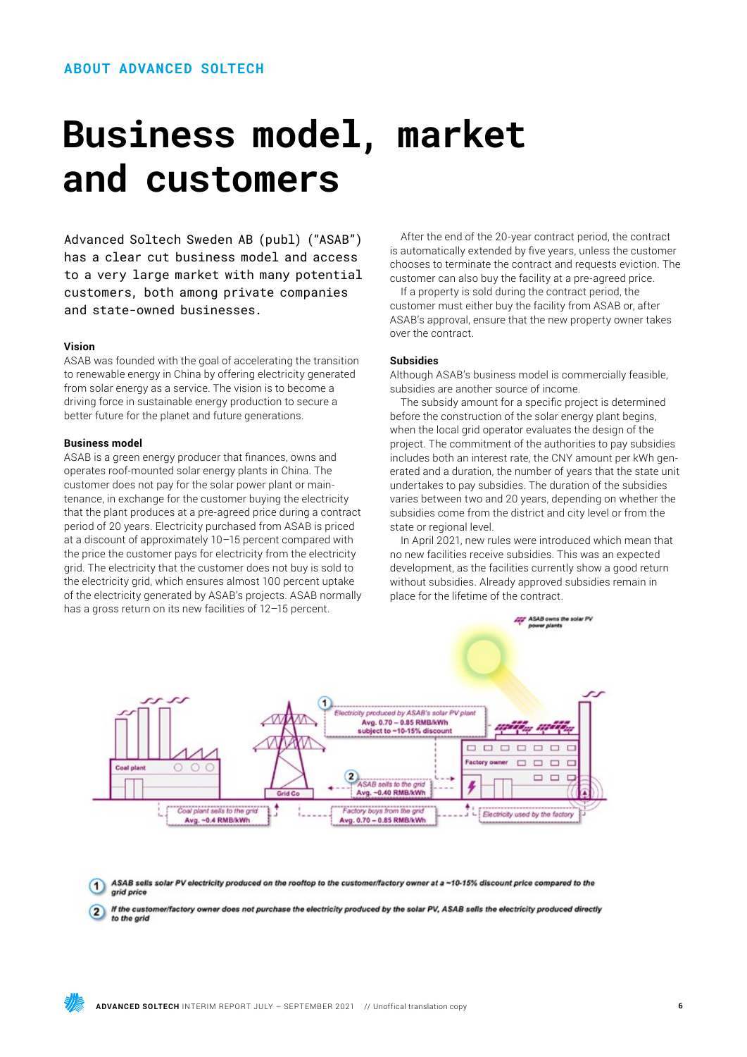ABOUT ADVANCED SOLTECH

# Business model, market and customers

Advanced Soltech Sweden AB (publ) ("ASAB") has a clear cut business model and access to a very large market with many potential customers, both among private companies and state-owned businesses.

### Vision

ASAB was founded with the goal of accelerating the transition to renewable energy in China by offering electricity generated from solar energy as a service. The vision is to become a driving force in sustainable energy production to secure a better future for the planet and future generations.

### Business model

ASAB is a green energy producer that finances, owns and operates roof-mounted solar energy plants in China. The customer does not pay for the solar power plant or maintenance, in exchange for the customer buying the electricity that the plant produces at a pre-agreed price during a contract period of 20 years. Electricity purchased from ASAB is priced at a discount of approximately 10–15 percent compared with the price the customer pays for electricity from the electricity grid. The electricity that the customer does not buy is sold to the electricity grid, which ensures almost 100 percent uptake of the electricity generated by ASAB's projects. ASAB normally has a gross return on its new facilities of 12–15 percent.

After the end of the 20-year contract period, the contract is automatically extended by five years, unless the customer chooses to terminate the contract and requests eviction. The customer can also buy the facility at a pre-agreed price.

If a property is sold during the contract period, the customer must either buy the facility from ASAB or, after ASAB's approval, ensure that the new property owner takes over the contract.

### Subsidies

Although ASAB's business model is commercially feasible, subsidies are another source of income.

The subsidy amount for a specific project is determined before the construction of the solar energy plant begins, when the local grid operator evaluates the design of the project. The commitment of the authorities to pay subsidies includes both an interest rate, the CNY amount per kWh generated and a duration, the number of years that the state unit undertakes to pay subsidies. The duration of the subsidies varies between two and 20 years, depending on whether the subsidies come from the district and city level or from the state or regional level.

In April 2021, new rules were introduced which mean that no new facilities receive subsidies. This was an expected development, as the facilities currently show a good return without subsidies. Already approved subsidies remain in place for the lifetime of the contract.

ASAB owns the solar PV power plants

Coal plant | Grid Co | Factory owner

1 Electricity produced by ASAB's solar PV plant Avg. 0.70 – 0.85 RMB/kWh subject to ~10-15% discount

2 ASAB sells to the grid Avg. ~0.40 RMB/kWh

Coal plant sells to the grid Avg. ~0.4 RMB/kWh

Factory buys from the grid Avg. 0.70 – 0.85 RMB/kWh

Electricity used by the factory

1. *ASAB sells solar PV electricity produced on the rooftop to the customer/factory owner at a ~10-15% discount price compared to the grid price*
2. *If the customer/factory owner does not purchase the electricity produced by the solar PV, ASAB sells the electricity produced directly to the grid*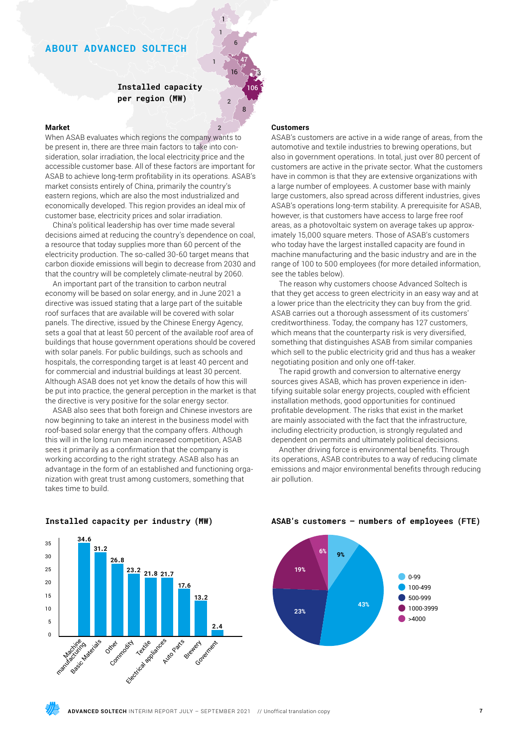## ABOUT ADVANCED SOLTECH

**Installed capacity per region (MW)**

### Market

When ASAB evaluates which regions the company wants to be present in, there are three main factors to take into consideration, solar irradiation, the local electricity price and the accessible customer base. All of these factors are important for ASAB to achieve long-term profitability in its operations. ASAB's market consists entirely of China, primarily the country's eastern regions, which are also the most industrialized and economically developed. This region provides an ideal mix of customer base, electricity prices and solar irradiation.

China's political leadership has over time made several decisions aimed at reducing the country's dependence on coal, a resource that today supplies more than 60 percent of the electricity production. The so-called 30-60 target means that carbon dioxide emissions will begin to decrease from 2030 and that the country will be completely climate-neutral by 2060.

An important part of the transition to carbon neutral economy will be based on solar energy, and in June 2021 a directive was issued stating that a large part of the suitable roof surfaces that are available will be covered with solar panels. The directive, issued by the Chinese Energy Agency, sets a goal that at least 50 percent of the available roof area of buildings that house government operations should be covered with solar panels. For public buildings, such as schools and hospitals, the corresponding target is at least 40 percent and for commercial and industrial buildings at least 30 percent. Although ASAB does not yet know the details of how this will be put into practice, the general perception in the market is that the directive is very positive for the solar energy sector.

ASAB also sees that both foreign and Chinese investors are now beginning to take an interest in the business model with roof-based solar energy that the company offers. Although this will in the long run mean increased competition, ASAB sees it primarily as a confirmation that the company is working according to the right strategy. ASAB also has an advantage in the form of an established and functioning organization with great trust among customers, something that takes time to build.

### Customers

ASAB's customers are active in a wide range of areas, from the automotive and textile industries to brewing operations, but also in government operations. In total, just over 80 percent of customers are active in the private sector. What the customers have in common is that they are extensive organizations with a large number of employees. A customer base with mainly large customers, also spread across different industries, gives ASAB's operations long-term stability. A prerequisite for ASAB, however, is that customers have access to large free roof areas, as a photovoltaic system on average takes up approximately 15,000 square meters. Those of ASAB's customers who today have the largest installed capacity are found in machine manufacturing and the basic industry and are in the range of 100 to 500 employees (for more detailed information, see the tables below).

The reason why customers choose Advanced Soltech is that they get access to green electricity in an easy way and at a lower price than the electricity they can buy from the grid. ASAB carries out a thorough assessment of its customers' creditworthiness. Today, the company has 127 customers, which means that the counterparty risk is very diversified, something that distinguishes ASAB from similar companies which sell to the public electricity grid and thus has a weaker negotiating position and only one off-taker.

The rapid growth and conversion to alternative energy sources gives ASAB, which has proven experience in identifying suitable solar energy projects, coupled with efficient installation methods, good opportunities for continued profitable development. The risks that exist in the market are mainly associated with the fact that the infrastructure, including electricity production, is strongly regulated and dependent on permits and ultimately political decisions.

Another driving force is environmental benefits. Through its operations, ASAB contributes to a way of reducing climate emissions and major environmental benefits through reducing air pollution.

**Installed capacity per industry (MW)**

| Industry | MW |
|---|---|
| Machine manufacturing | 34.6 |
| Basic Materials | 31.2 |
| Other | 26.8 |
| Commodity | 23.2 |
| Textile | 21.8 |
| Electrical appliances | 21.7 |
| Auto Parts | 17.6 |
| Brewery | 13.2 |
| Goverment | 2.4 |

**ASAB's customers – numbers of employees (FTE)**

| Employees | Share |
|---|---|
| 0-99 | 9% |
| 100-499 | 43% |
| 500-999 | 23% |
| 1000-3999 | 19% |
| >4000 | 6% |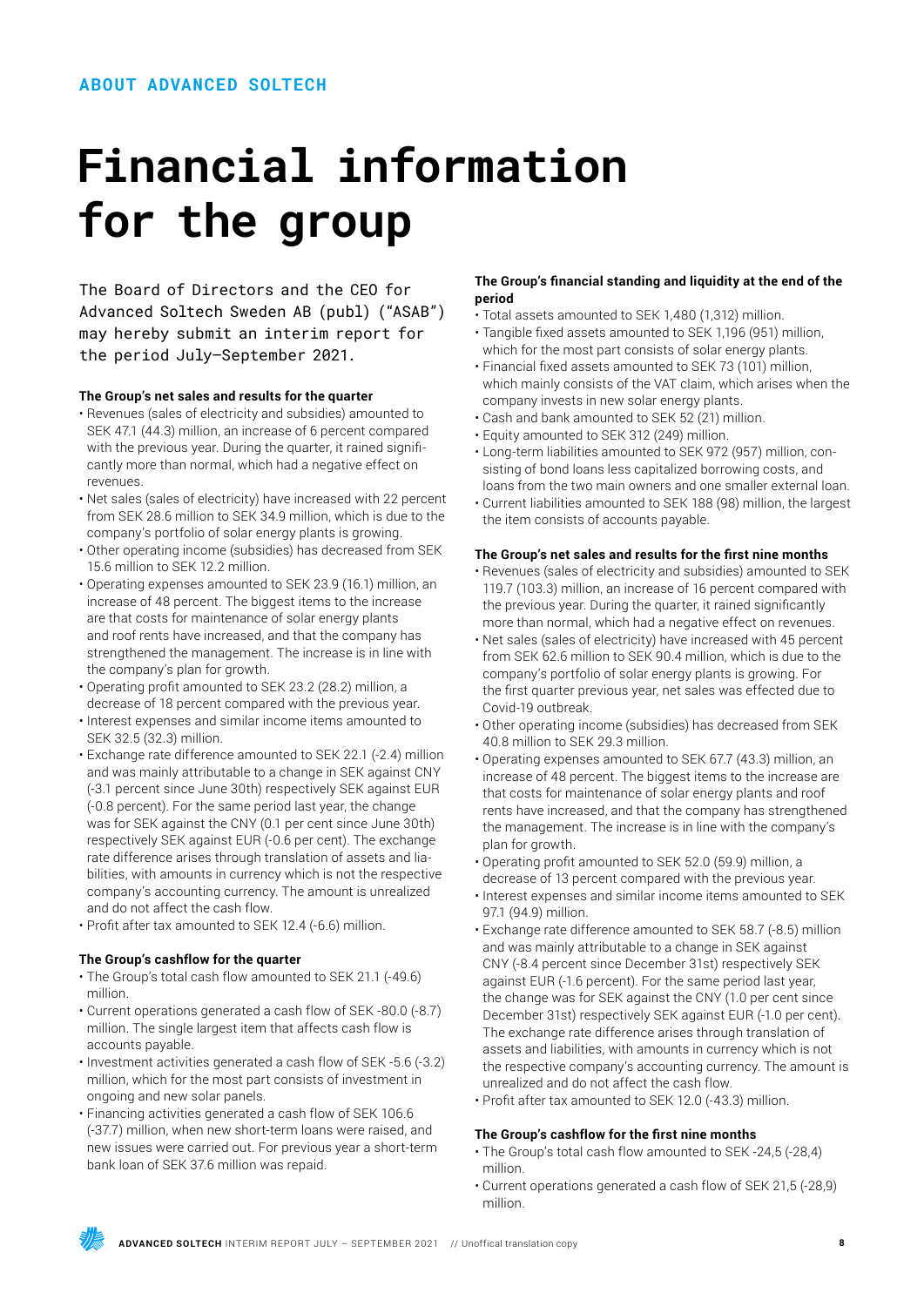ABOUT ADVANCED SOLTECH

# Financial information for the group

The Board of Directors and the CEO for Advanced Soltech Sweden AB (publ) ("ASAB") may hereby submit an interim report for the period July–September 2021.

**The Group's net sales and results for the quarter**

- Revenues (sales of electricity and subsidies) amounted to SEK 47.1 (44.3) million, an increase of 6 percent compared with the previous year. During the quarter, it rained significantly more than normal, which had a negative effect on revenues.
- Net sales (sales of electricity) have increased with 22 percent from SEK 28.6 million to SEK 34.9 million, which is due to the company's portfolio of solar energy plants is growing.
- Other operating income (subsidies) has decreased from SEK 15.6 million to SEK 12.2 million.
- Operating expenses amounted to SEK 23.9 (16.1) million, an increase of 48 percent. The biggest items to the increase are that costs for maintenance of solar energy plants and roof rents have increased, and that the company has strengthened the management. The increase is in line with the company's plan for growth.
- Operating profit amounted to SEK 23.2 (28.2) million, a decrease of 18 percent compared with the previous year.
- Interest expenses and similar income items amounted to SEK 32.5 (32.3) million.
- Exchange rate difference amounted to SEK 22.1 (-2.4) million and was mainly attributable to a change in SEK against CNY (-3.1 percent since June 30th) respectively SEK against EUR (-0.8 percent). For the same period last year, the change was for SEK against the CNY (0.1 per cent since June 30th) respectively SEK against EUR (-0.6 per cent). The exchange rate difference arises through translation of assets and liabilities, with amounts in currency which is not the respective company's accounting currency. The amount is unrealized and do not affect the cash flow.
- Profit after tax amounted to SEK 12.4 (-6.6) million.

**The Group's cashflow for the quarter**

- The Group's total cash flow amounted to SEK 21.1 (-49.6) million.
- Current operations generated a cash flow of SEK -80.0 (-8.7) million. The single largest item that affects cash flow is accounts payable.
- Investment activities generated a cash flow of SEK -5.6 (-3.2) million, which for the most part consists of investment in ongoing and new solar panels.
- Financing activities generated a cash flow of SEK 106.6 (-37.7) million, when new short-term loans were raised, and new issues were carried out. For previous year a short-term bank loan of SEK 37.6 million was repaid.

**The Group's financial standing and liquidity at the end of the period**

- Total assets amounted to SEK 1,480 (1,312) million.
- Tangible fixed assets amounted to SEK 1,196 (951) million, which for the most part consists of solar energy plants.
- Financial fixed assets amounted to SEK 73 (101) million, which mainly consists of the VAT claim, which arises when the company invests in new solar energy plants.
- Cash and bank amounted to SEK 52 (21) million.
- Equity amounted to SEK 312 (249) million.
- Long-term liabilities amounted to SEK 972 (957) million, consisting of bond loans less capitalized borrowing costs, and loans from the two main owners and one smaller external loan.
- Current liabilities amounted to SEK 188 (98) million, the largest the item consists of accounts payable.

**The Group's net sales and results for the first nine months**

- Revenues (sales of electricity and subsidies) amounted to SEK 119.7 (103.3) million, an increase of 16 percent compared with the previous year. During the quarter, it rained significantly more than normal, which had a negative effect on revenues.
- Net sales (sales of electricity) have increased with 45 percent from SEK 62.6 million to SEK 90.4 million, which is due to the company's portfolio of solar energy plants is growing. For the first quarter previous year, net sales was effected due to Covid-19 outbreak.
- Other operating income (subsidies) has decreased from SEK 40.8 million to SEK 29.3 million.
- Operating expenses amounted to SEK 67.7 (43.3) million, an increase of 48 percent. The biggest items to the increase are that costs for maintenance of solar energy plants and roof rents have increased, and that the company has strengthened the management. The increase is in line with the company's plan for growth.
- Operating profit amounted to SEK 52.0 (59.9) million, a decrease of 13 percent compared with the previous year.
- Interest expenses and similar income items amounted to SEK 97.1 (94.9) million.
- Exchange rate difference amounted to SEK 58.7 (-8.5) million and was mainly attributable to a change in SEK against CNY (-8.4 percent since December 31st) respectively SEK against EUR (-1.6 percent). For the same period last year, the change was for SEK against the CNY (1.0 per cent since December 31st) respectively SEK against EUR (-1.0 per cent). The exchange rate difference arises through translation of assets and liabilities, with amounts in currency which is not the respective company's accounting currency. The amount is unrealized and do not affect the cash flow.
- Profit after tax amounted to SEK 12.0 (-43.3) million.

**The Group's cashflow for the first nine months**

- The Group's total cash flow amounted to SEK -24,5 (-28,4) million.
- Current operations generated a cash flow of SEK 21,5 (-28,9) million.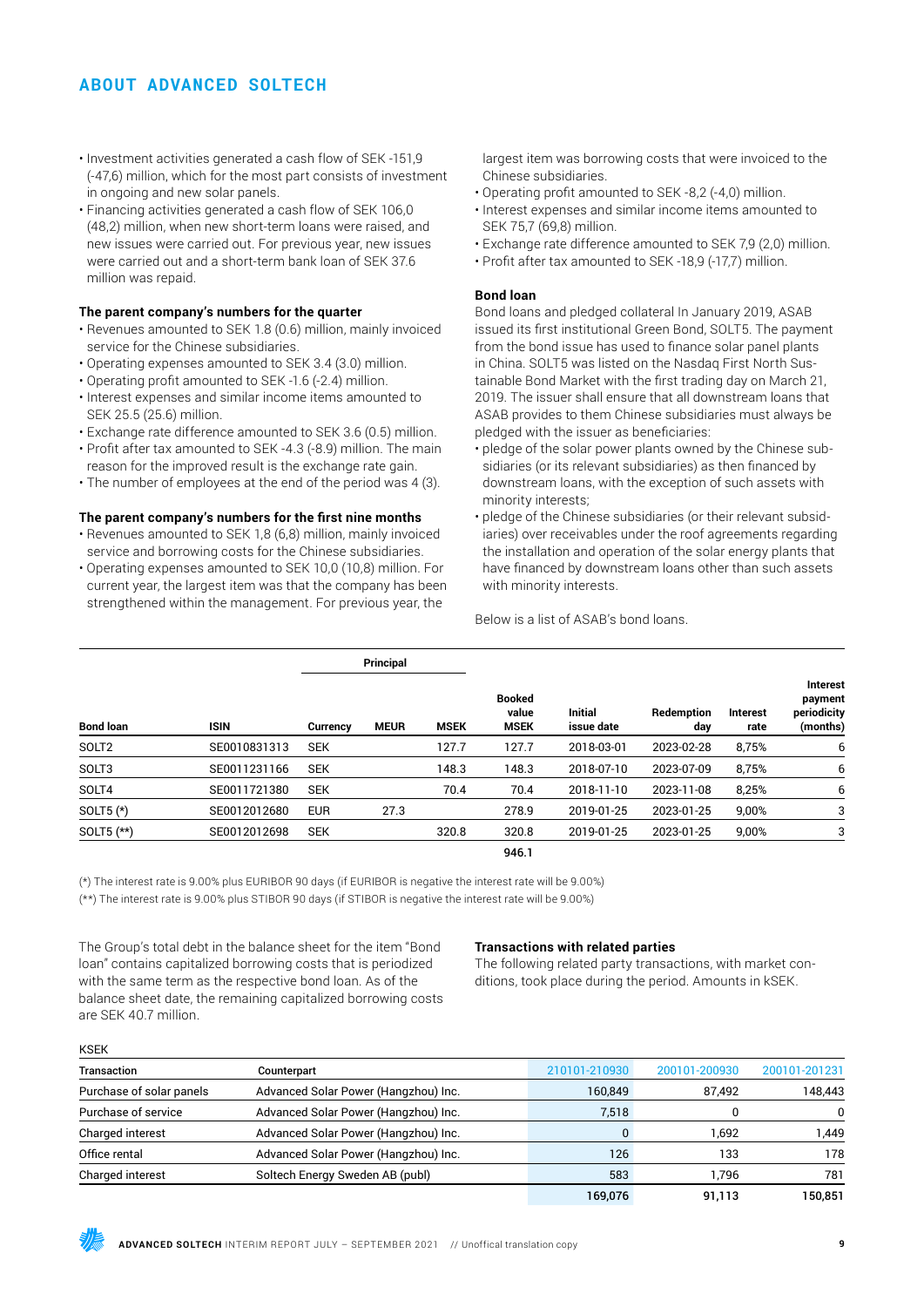## ABOUT ADVANCED SOLTECH

- Investment activities generated a cash flow of SEK -151,9 (-47,6) million, which for the most part consists of investment in ongoing and new solar panels.
- Financing activities generated a cash flow of SEK 106,0 (48,2) million, when new short-term loans were raised, and new issues were carried out. For previous year, new issues were carried out and a short-term bank loan of SEK 37.6 million was repaid.

### The parent company's numbers for the quarter

- Revenues amounted to SEK 1.8 (0.6) million, mainly invoiced service for the Chinese subsidiaries.
- Operating expenses amounted to SEK 3.4 (3.0) million.
- Operating profit amounted to SEK -1.6 (-2.4) million.
- Interest expenses and similar income items amounted to SEK 25.5 (25.6) million.
- Exchange rate difference amounted to SEK 3.6 (0.5) million.
- Profit after tax amounted to SEK -4.3 (-8.9) million. The main reason for the improved result is the exchange rate gain.
- The number of employees at the end of the period was 4 (3).

### The parent company's numbers for the first nine months

- Revenues amounted to SEK 1,8 (6,8) million, mainly invoiced service and borrowing costs for the Chinese subsidiaries.
- Operating expenses amounted to SEK 10,0 (10,8) million. For current year, the largest item was that the company has been strengthened within the management. For previous year, the largest item was borrowing costs that were invoiced to the Chinese subsidiaries.
- Operating profit amounted to SEK -8,2 (-4,0) million.
- Interest expenses and similar income items amounted to SEK 75,7 (69,8) million.
- Exchange rate difference amounted to SEK 7,9 (2,0) million.
- Profit after tax amounted to SEK -18,9 (-17,7) million.

### Bond loan

Bond loans and pledged collateral In January 2019, ASAB issued its first institutional Green Bond, SOLT5. The payment from the bond issue has used to finance solar panel plants in China. SOLT5 was listed on the Nasdaq First North Sustainable Bond Market with the first trading day on March 21, 2019. The issuer shall ensure that all downstream loans that ASAB provides to them Chinese subsidiaries must always be pledged with the issuer as beneficiaries:

- pledge of the solar power plants owned by the Chinese subsidiaries (or its relevant subsidiaries) as then financed by downstream loans, with the exception of such assets with minority interests;
- pledge of the Chinese subsidiaries (or their relevant subsidiaries) over receivables under the roof agreements regarding the installation and operation of the solar energy plants that have financed by downstream loans other than such assets with minority interests.

Below is a list of ASAB's bond loans.

| | | Principal | | | | | | | |
|---|---|---|---|---|---|---|---|---|---|
| **Bond loan** | **ISIN** | **Currency** | **MEUR** | **MSEK** | **Booked value MSEK** | **Initial issue date** | **Redemption day** | **Interest rate** | **Interest payment periodicity (months)** |
| SOLT2 | SE0010831313 | SEK | | 127.7 | 127.7 | 2018-03-01 | 2023-02-28 | 8,75% | 6 |
| SOLT3 | SE0011231166 | SEK | | 148.3 | 148.3 | 2018-07-10 | 2023-07-09 | 8,75% | 6 |
| SOLT4 | SE0011721380 | SEK | | 70.4 | 70.4 | 2018-11-10 | 2023-11-08 | 8,25% | 6 |
| SOLT5 (*) | SE0012012680 | EUR | 27.3 | | 278.9 | 2019-01-25 | 2023-01-25 | 9,00% | 3 |
| SOLT5 (**) | SE0012012698 | SEK | | 320.8 | 320.8 | 2019-01-25 | 2023-01-25 | 9,00% | 3 |
| | | | | | 946.1 | | | | |

(*) The interest rate is 9.00% plus EURIBOR 90 days (if EURIBOR is negative the interest rate will be 9.00%)

(**) The interest rate is 9.00% plus STIBOR 90 days (if STIBOR is negative the interest rate will be 9.00%)

The Group's total debt in the balance sheet for the item "Bond loan" contains capitalized borrowing costs that is periodized with the same term as the respective bond loan. As of the balance sheet date, the remaining capitalized borrowing costs are SEK 40.7 million.

### Transactions with related parties

The following related party transactions, with market conditions, took place during the period. Amounts in kSEK.

KSEK

| Transaction | Counterpart | 210101-210930 | 200101-200930 | 200101-201231 |
|---|---|---|---|---|
| Purchase of solar panels | Advanced Solar Power (Hangzhou) Inc. | 160,849 | 87,492 | 148,443 |
| Purchase of service | Advanced Solar Power (Hangzhou) Inc. | 7,518 | 0 | 0 |
| Charged interest | Advanced Solar Power (Hangzhou) Inc. | 0 | 1,692 | 1,449 |
| Office rental | Advanced Solar Power (Hangzhou) Inc. | 126 | 133 | 178 |
| Charged interest | Soltech Energy Sweden AB (publ) | 583 | 1,796 | 781 |
| | | 169,076 | 91,113 | 150,851 |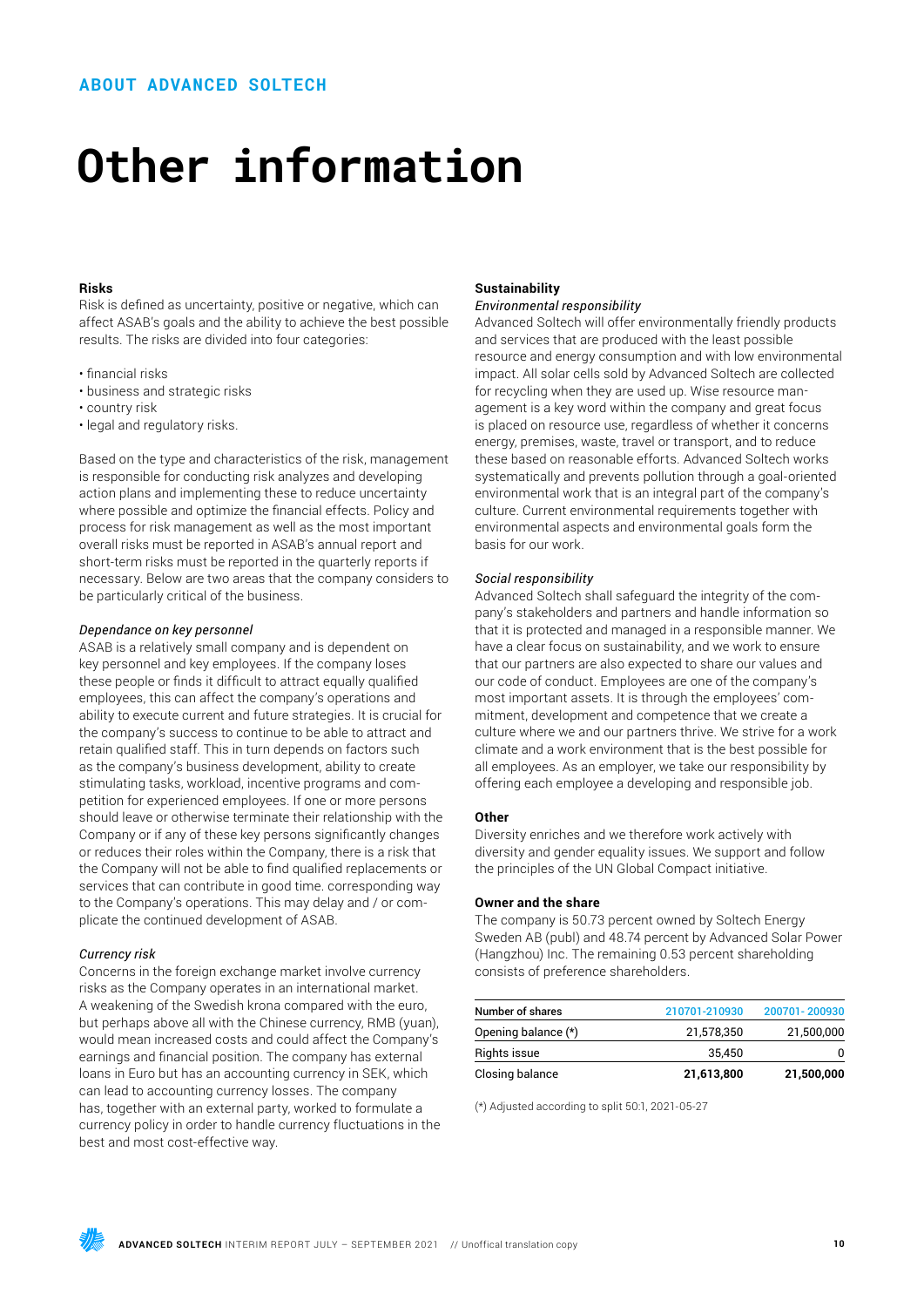## ABOUT ADVANCED SOLTECH

# Other information

### Risks

Risk is defined as uncertainty, positive or negative, which can affect ASAB's goals and the ability to achieve the best possible results. The risks are divided into four categories:

- financial risks
- business and strategic risks
- country risk
- legal and regulatory risks.

Based on the type and characteristics of the risk, management is responsible for conducting risk analyzes and developing action plans and implementing these to reduce uncertainty where possible and optimize the financial effects. Policy and process for risk management as well as the most important overall risks must be reported in ASAB's annual report and short-term risks must be reported in the quarterly reports if necessary. Below are two areas that the company considers to be particularly critical of the business.

*Dependance on key personnel*

ASAB is a relatively small company and is dependent on key personnel and key employees. If the company loses these people or finds it difficult to attract equally qualified employees, this can affect the company's operations and ability to execute current and future strategies. It is crucial for the company's success to continue to be able to attract and retain qualified staff. This in turn depends on factors such as the company's business development, ability to create stimulating tasks, workload, incentive programs and competition for experienced employees. If one or more persons should leave or otherwise terminate their relationship with the Company or if any of these key persons significantly changes or reduces their roles within the Company, there is a risk that the Company will not be able to find qualified replacements or services that can contribute in good time. corresponding way to the Company's operations. This may delay and / or complicate the continued development of ASAB.

*Currency risk*

Concerns in the foreign exchange market involve currency risks as the Company operates in an international market. A weakening of the Swedish krona compared with the euro, but perhaps above all with the Chinese currency, RMB (yuan), would mean increased costs and could affect the Company's earnings and financial position. The company has external loans in Euro but has an accounting currency in SEK, which can lead to accounting currency losses. The company has, together with an external party, worked to formulate a currency policy in order to handle currency fluctuations in the best and most cost-effective way.

### Sustainability

*Environmental responsibility*

Advanced Soltech will offer environmentally friendly products and services that are produced with the least possible resource and energy consumption and with low environmental impact. All solar cells sold by Advanced Soltech are collected for recycling when they are used up. Wise resource management is a key word within the company and great focus is placed on resource use, regardless of whether it concerns energy, premises, waste, travel or transport, and to reduce these based on reasonable efforts. Advanced Soltech works systematically and prevents pollution through a goal-oriented environmental work that is an integral part of the company's culture. Current environmental requirements together with environmental aspects and environmental goals form the basis for our work.

*Social responsibility*

Advanced Soltech shall safeguard the integrity of the company's stakeholders and partners and handle information so that it is protected and managed in a responsible manner. We have a clear focus on sustainability, and we work to ensure that our partners are also expected to share our values and our code of conduct. Employees are one of the company's most important assets. It is through the employees' commitment, development and competence that we create a culture where we and our partners thrive. We strive for a work climate and a work environment that is the best possible for all employees. As an employer, we take our responsibility by offering each employee a developing and responsible job.

### Other

Diversity enriches and we therefore work actively with diversity and gender equality issues. We support and follow the principles of the UN Global Compact initiative.

### Owner and the share

The company is 50.73 percent owned by Soltech Energy Sweden AB (publ) and 48.74 percent by Advanced Solar Power (Hangzhou) Inc. The remaining 0.53 percent shareholding consists of preference shareholders.

| Number of shares | 210701-210930 | 200701- 200930 |
|---|---|---|
| Opening balance (*) | 21,578,350 | 21,500,000 |
| Rights issue | 35,450 | 0 |
| **Closing balance** | **21,613,800** | **21,500,000** |

(*) Adjusted according to split 50:1, 2021-05-27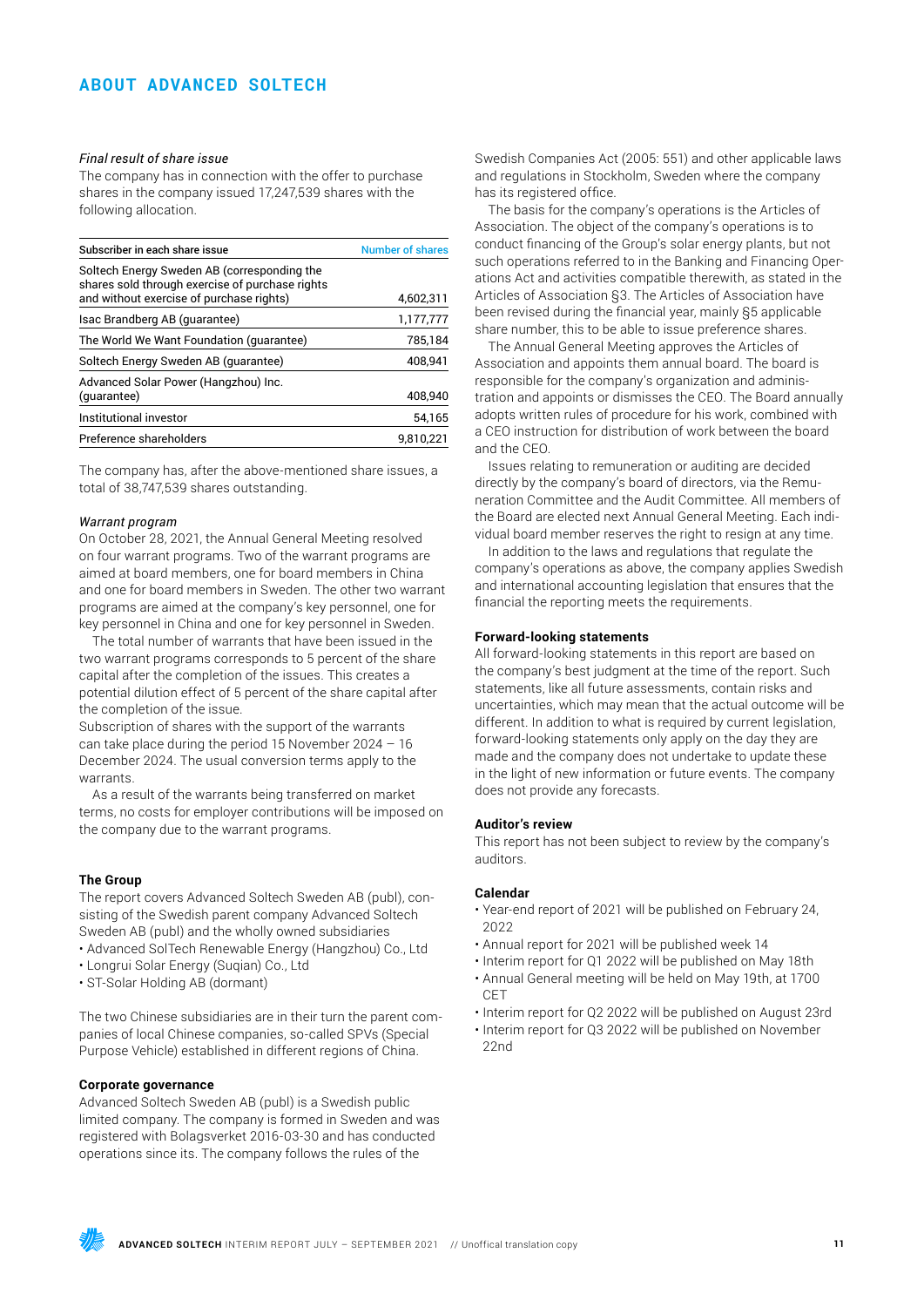## ABOUT ADVANCED SOLTECH

*Final result of share issue*

The company has in connection with the offer to purchase shares in the company issued 17,247,539 shares with the following allocation.

| Subscriber in each share issue | Number of shares |
|---|---|
| Soltech Energy Sweden AB (corresponding the shares sold through exercise of purchase rights and without exercise of purchase rights) | 4,602,311 |
| Isac Brandberg AB (guarantee) | 1,177,777 |
| The World We Want Foundation (guarantee) | 785,184 |
| Soltech Energy Sweden AB (guarantee) | 408,941 |
| Advanced Solar Power (Hangzhou) Inc. (guarantee) | 408,940 |
| Institutional investor | 54,165 |
| Preference shareholders | 9,810,221 |

The company has, after the above-mentioned share issues, a total of 38,747,539 shares outstanding.

*Warrant program*

On October 28, 2021, the Annual General Meeting resolved on four warrant programs. Two of the warrant programs are aimed at board members, one for board members in China and one for board members in Sweden. The other two warrant programs are aimed at the company's key personnel, one for key personnel in China and one for key personnel in Sweden.

The total number of warrants that have been issued in the two warrant programs corresponds to 5 percent of the share capital after the completion of the issues. This creates a potential dilution effect of 5 percent of the share capital after the completion of the issue.

Subscription of shares with the support of the warrants can take place during the period 15 November 2024 – 16 December 2024. The usual conversion terms apply to the warrants.

As a result of the warrants being transferred on market terms, no costs for employer contributions will be imposed on the company due to the warrant programs.

**The Group**

The report covers Advanced Soltech Sweden AB (publ), consisting of the Swedish parent company Advanced Soltech Sweden AB (publ) and the wholly owned subsidiaries

- Advanced SolTech Renewable Energy (Hangzhou) Co., Ltd
- Longrui Solar Energy (Suqian) Co., Ltd
- ST-Solar Holding AB (dormant)

The two Chinese subsidiaries are in their turn the parent companies of local Chinese companies, so-called SPVs (Special Purpose Vehicle) established in different regions of China.

**Corporate governance**

Advanced Soltech Sweden AB (publ) is a Swedish public limited company. The company is formed in Sweden and was registered with Bolagsverket 2016-03-30 and has conducted operations since its. The company follows the rules of the Swedish Companies Act (2005: 551) and other applicable laws and regulations in Stockholm, Sweden where the company has its registered office.

The basis for the company's operations is the Articles of Association. The object of the company's operations is to conduct financing of the Group's solar energy plants, but not such operations referred to in the Banking and Financing Operations Act and activities compatible therewith, as stated in the Articles of Association §3. The Articles of Association have been revised during the financial year, mainly §5 applicable share number, this to be able to issue preference shares.

The Annual General Meeting approves the Articles of Association and appoints them annual board. The board is responsible for the company's organization and administration and appoints or dismisses the CEO. The Board annually adopts written rules of procedure for his work, combined with a CEO instruction for distribution of work between the board and the CEO.

Issues relating to remuneration or auditing are decided directly by the company's board of directors, via the Remuneration Committee and the Audit Committee. All members of the Board are elected next Annual General Meeting. Each individual board member reserves the right to resign at any time.

In addition to the laws and regulations that regulate the company's operations as above, the company applies Swedish and international accounting legislation that ensures that the financial the reporting meets the requirements.

**Forward-looking statements**

All forward-looking statements in this report are based on the company's best judgment at the time of the report. Such statements, like all future assessments, contain risks and uncertainties, which may mean that the actual outcome will be different. In addition to what is required by current legislation, forward-looking statements only apply on the day they are made and the company does not undertake to update these in the light of new information or future events. The company does not provide any forecasts.

**Auditor's review**

This report has not been subject to review by the company's auditors.

**Calendar**

- Year-end report of 2021 will be published on February 24, 2022
- Annual report for 2021 will be published week 14
- Interim report for Q1 2022 will be published on May 18th
- Annual General meeting will be held on May 19th, at 1700 CET
- Interim report for Q2 2022 will be published on August 23rd
- Interim report for Q3 2022 will be published on November 22nd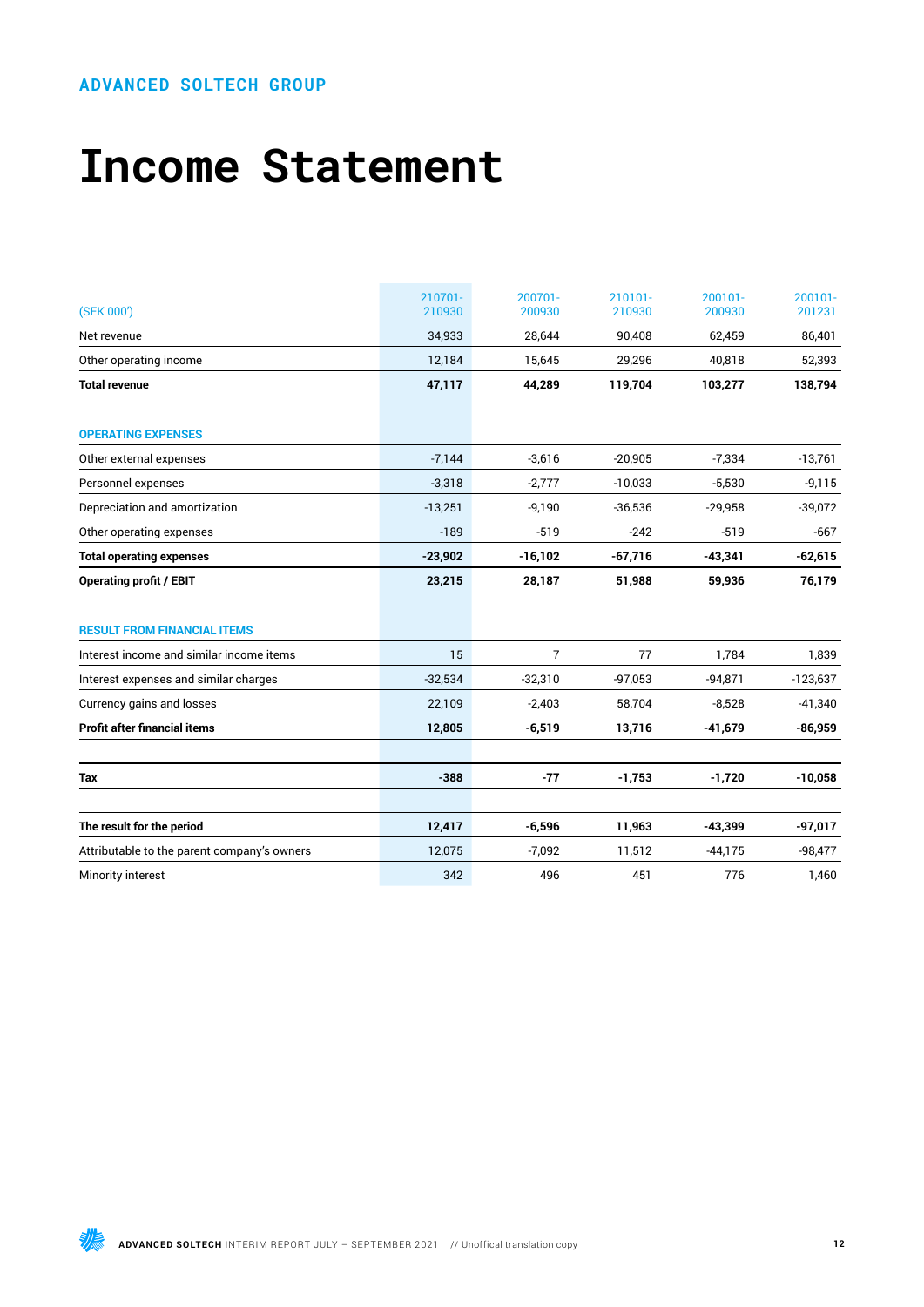ADVANCED SOLTECH GROUP

# Income Statement

| (SEK 000') | 210701-210930 | 200701-200930 | 210101-210930 | 200101-200930 | 200101-201231 |
|---|---|---|---|---|---|
| Net revenue | 34,933 | 28,644 | 90,408 | 62,459 | 86,401 |
| Other operating income | 12,184 | 15,645 | 29,296 | 40,818 | 52,393 |
| **Total revenue** | **47,117** | **44,289** | **119,704** | **103,277** | **138,794** |
| **OPERATING EXPENSES** | | | | | |
| Other external expenses | -7,144 | -3,616 | -20,905 | -7,334 | -13,761 |
| Personnel expenses | -3,318 | -2,777 | -10,033 | -5,530 | -9,115 |
| Depreciation and amortization | -13,251 | -9,190 | -36,536 | -29,958 | -39,072 |
| Other operating expenses | -189 | -519 | -242 | -519 | -667 |
| **Total operating expenses** | **-23,902** | **-16,102** | **-67,716** | **-43,341** | **-62,615** |
| **Operating profit / EBIT** | **23,215** | **28,187** | **51,988** | **59,936** | **76,179** |
| **RESULT FROM FINANCIAL ITEMS** | | | | | |
| Interest income and similar income items | 15 | 7 | 77 | 1,784 | 1,839 |
| Interest expenses and similar charges | -32,534 | -32,310 | -97,053 | -94,871 | -123,637 |
| Currency gains and losses | 22,109 | -2,403 | 58,704 | -8,528 | -41,340 |
| **Profit after financial items** | **12,805** | **-6,519** | **13,716** | **-41,679** | **-86,959** |
| **Tax** | **-388** | **-77** | **-1,753** | **-1,720** | **-10,058** |
| **The result for the period** | **12,417** | **-6,596** | **11,963** | **-43,399** | **-97,017** |
| Attributable to the parent company's owners | 12,075 | -7,092 | 11,512 | -44,175 | -98,477 |
| Minority interest | 342 | 496 | 451 | 776 | 1,460 |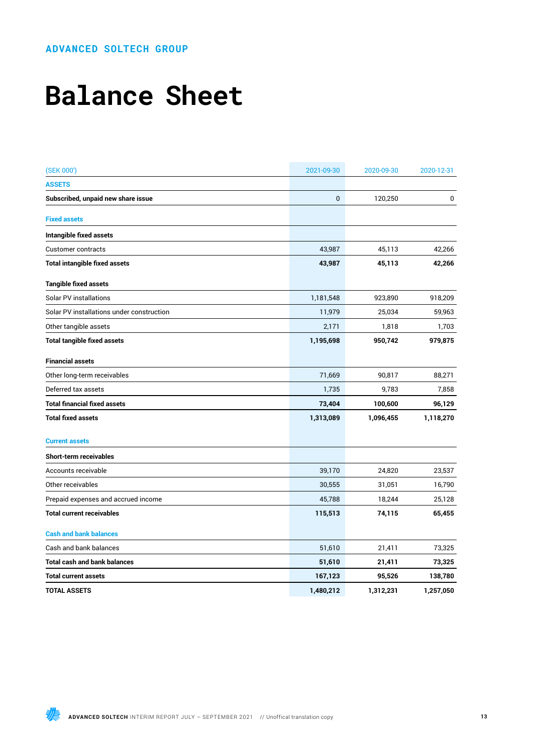ADVANCED SOLTECH GROUP

# Balance Sheet

| (SEK 000') | 2021-09-30 | 2020-09-30 | 2020-12-31 |
|---|---|---|---|
| **ASSETS** | | | |
| **Subscribed, unpaid new share issue** | 0 | 120,250 | 0 |
| **Fixed assets** | | | |
| **Intangible fixed assets** | | | |
| Customer contracts | 43,987 | 45,113 | 42,266 |
| **Total intangible fixed assets** | **43,987** | **45,113** | **42,266** |
| **Tangible fixed assets** | | | |
| Solar PV installations | 1,181,548 | 923,890 | 918,209 |
| Solar PV installations under construction | 11,979 | 25,034 | 59,963 |
| Other tangible assets | 2,171 | 1,818 | 1,703 |
| **Total tangible fixed assets** | **1,195,698** | **950,742** | **979,875** |
| **Financial assets** | | | |
| Other long-term receivables | 71,669 | 90,817 | 88,271 |
| Deferred tax assets | 1,735 | 9,783 | 7,858 |
| **Total financial fixed assets** | **73,404** | **100,600** | **96,129** |
| **Total fixed assets** | **1,313,089** | **1,096,455** | **1,118,270** |
| **Current assets** | | | |
| **Short-term receivables** | | | |
| Accounts receivable | 39,170 | 24,820 | 23,537 |
| Other receivables | 30,555 | 31,051 | 16,790 |
| Prepaid expenses and accrued income | 45,788 | 18,244 | 25,128 |
| **Total current receivables** | **115,513** | **74,115** | **65,455** |
| **Cash and bank balances** | | | |
| Cash and bank balances | 51,610 | 21,411 | 73,325 |
| **Total cash and bank balances** | **51,610** | **21,411** | **73,325** |
| **Total current assets** | **167,123** | **95,526** | **138,780** |
| **TOTAL ASSETS** | **1,480,212** | **1,312,231** | **1,257,050** |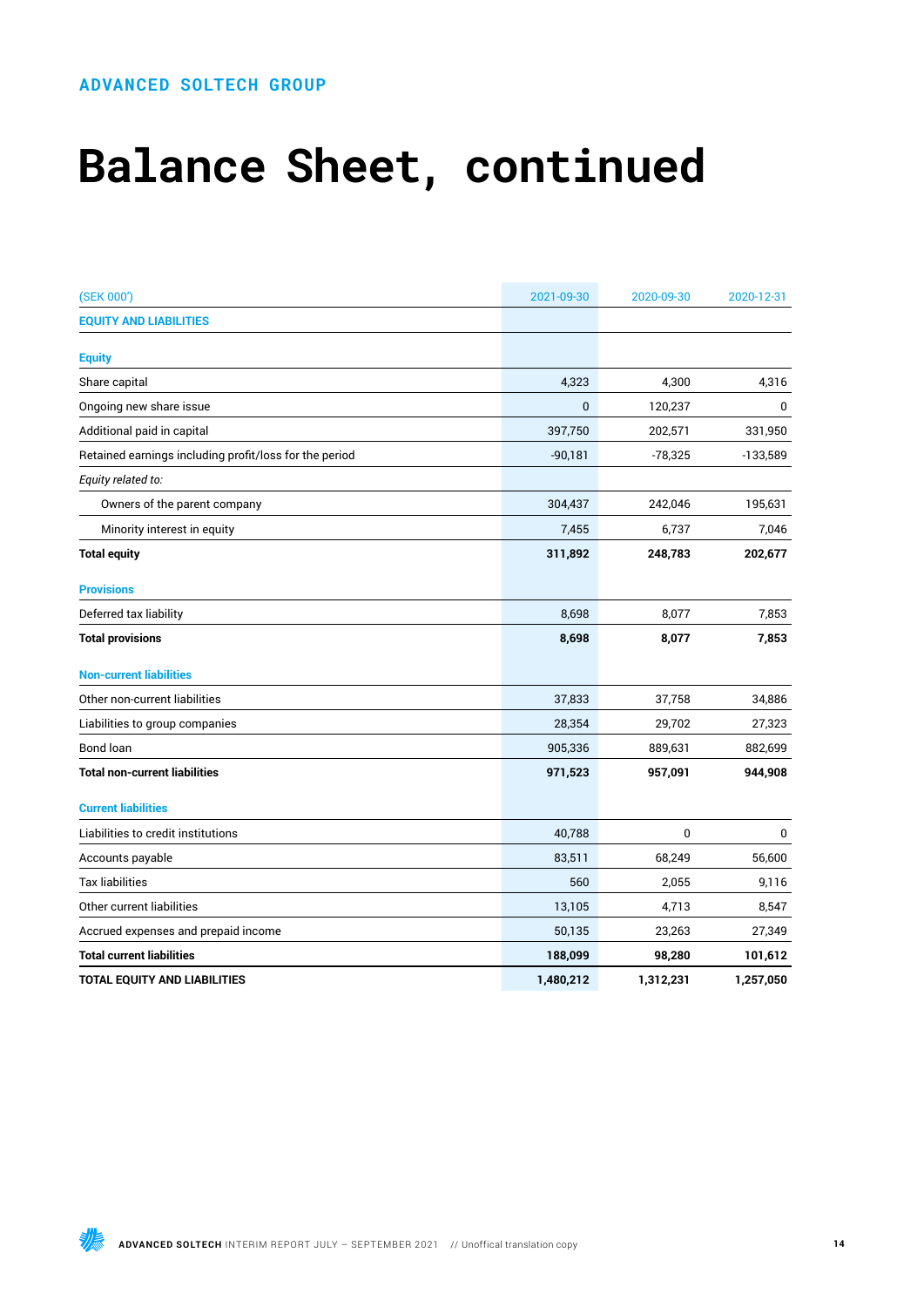ADVANCED SOLTECH GROUP

# Balance Sheet, continued

| (SEK 000') | 2021-09-30 | 2020-09-30 | 2020-12-31 |
|---|---|---|---|
| **EQUITY AND LIABILITIES** | | | |
| **Equity** | | | |
| Share capital | 4,323 | 4,300 | 4,316 |
| Ongoing new share issue | 0 | 120,237 | 0 |
| Additional paid in capital | 397,750 | 202,571 | 331,950 |
| Retained earnings including profit/loss for the period | -90,181 | -78,325 | -133,589 |
| *Equity related to:* | | | |
| Owners of the parent company | 304,437 | 242,046 | 195,631 |
| Minority interest in equity | 7,455 | 6,737 | 7,046 |
| **Total equity** | **311,892** | **248,783** | **202,677** |
| **Provisions** | | | |
| Deferred tax liability | 8,698 | 8,077 | 7,853 |
| **Total provisions** | **8,698** | **8,077** | **7,853** |
| **Non-current liabilities** | | | |
| Other non-current liabilities | 37,833 | 37,758 | 34,886 |
| Liabilities to group companies | 28,354 | 29,702 | 27,323 |
| Bond loan | 905,336 | 889,631 | 882,699 |
| **Total non-current liabilities** | **971,523** | **957,091** | **944,908** |
| **Current liabilities** | | | |
| Liabilities to credit institutions | 40,788 | 0 | 0 |
| Accounts payable | 83,511 | 68,249 | 56,600 |
| Tax liabilities | 560 | 2,055 | 9,116 |
| Other current liabilities | 13,105 | 4,713 | 8,547 |
| Accrued expenses and prepaid income | 50,135 | 23,263 | 27,349 |
| **Total current liabilities** | **188,099** | **98,280** | **101,612** |
| **TOTAL EQUITY AND LIABILITIES** | **1,480,212** | **1,312,231** | **1,257,050** |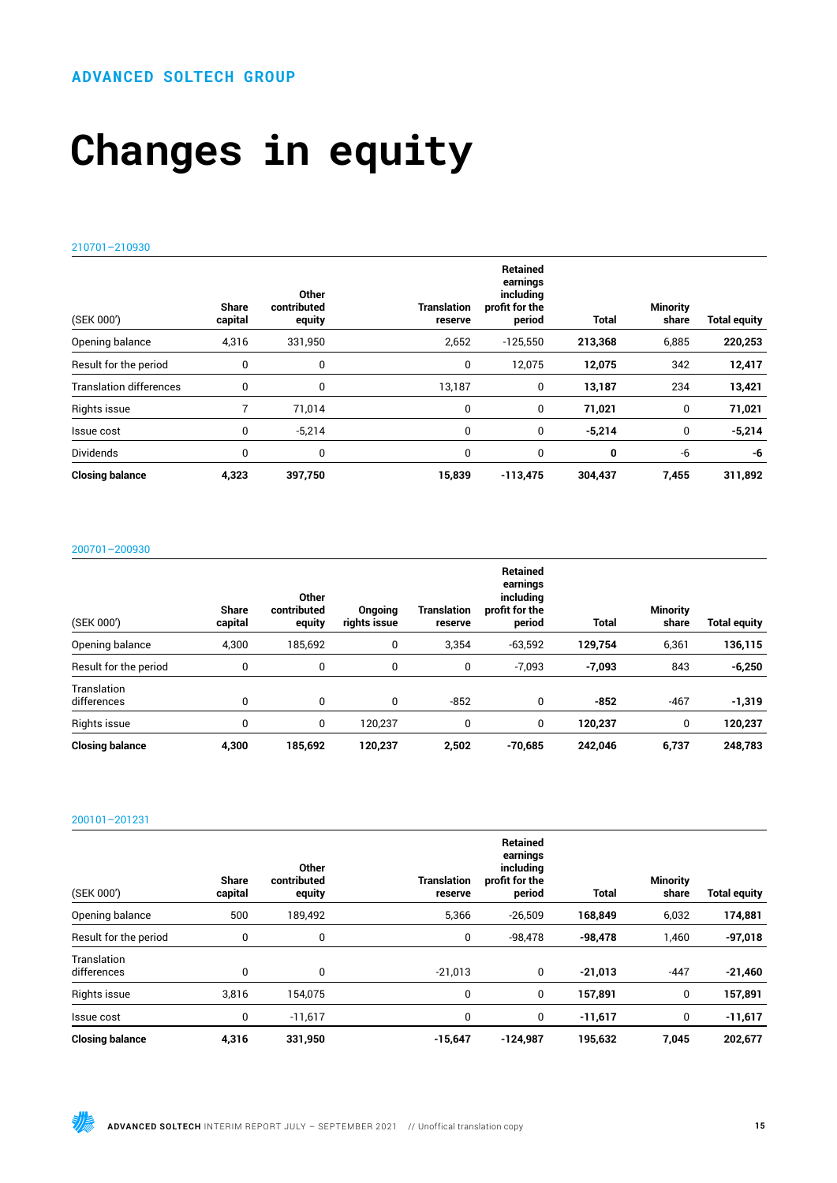ADVANCED SOLTECH GROUP

# Changes in equity

210701–210930

| (SEK 000') | Share capital | Other contributed equity | Translation reserve | Retained earnings including profit for the period | Total | Minority share | Total equity |
|---|---|---|---|---|---|---|---|
| Opening balance | 4,316 | 331,950 | 2,652 | -125,550 | **213,368** | 6,885 | **220,253** |
| Result for the period | 0 | 0 | 0 | 12,075 | **12,075** | 342 | **12,417** |
| Translation differences | 0 | 0 | 13,187 | 0 | **13,187** | 234 | **13,421** |
| Rights issue | 7 | 71,014 | 0 | 0 | **71,021** | 0 | **71,021** |
| Issue cost | 0 | -5,214 | 0 | 0 | **-5,214** | 0 | **-5,214** |
| Dividends | 0 | 0 | 0 | 0 | **0** | -6 | **-6** |
| **Closing balance** | **4,323** | **397,750** | **15,839** | **-113,475** | **304,437** | **7,455** | **311,892** |

200701–200930

| (SEK 000') | Share capital | Other contributed equity | Ongoing rights issue | Translation reserve | Retained earnings including profit for the period | Total | Minority share | Total equity |
|---|---|---|---|---|---|---|---|---|
| Opening balance | 4,300 | 185,692 | 0 | 3,354 | -63,592 | **129,754** | 6,361 | **136,115** |
| Result for the period | 0 | 0 | 0 | 0 | -7,093 | **-7,093** | 843 | **-6,250** |
| Translation differences | 0 | 0 | 0 | -852 | 0 | **-852** | -467 | **-1,319** |
| Rights issue | 0 | 0 | 120,237 | 0 | 0 | **120,237** | 0 | **120,237** |
| **Closing balance** | **4,300** | **185,692** | **120,237** | **2,502** | **-70,685** | **242,046** | **6,737** | **248,783** |

200101–201231

| (SEK 000') | Share capital | Other contributed equity | Translation reserve | Retained earnings including profit for the period | Total | Minority share | Total equity |
|---|---|---|---|---|---|---|---|
| Opening balance | 500 | 189,492 | 5,366 | -26,509 | **168,849** | 6,032 | **174,881** |
| Result for the period | 0 | 0 | 0 | -98,478 | **-98,478** | 1,460 | **-97,018** |
| Translation differences | 0 | 0 | -21,013 | 0 | **-21,013** | -447 | **-21,460** |
| Rights issue | 3,816 | 154,075 | 0 | 0 | **157,891** | 0 | **157,891** |
| Issue cost | 0 | -11,617 | 0 | 0 | **-11,617** | 0 | **-11,617** |
| **Closing balance** | **4,316** | **331,950** | **-15,647** | **-124,987** | **195,632** | **7,045** | **202,677** |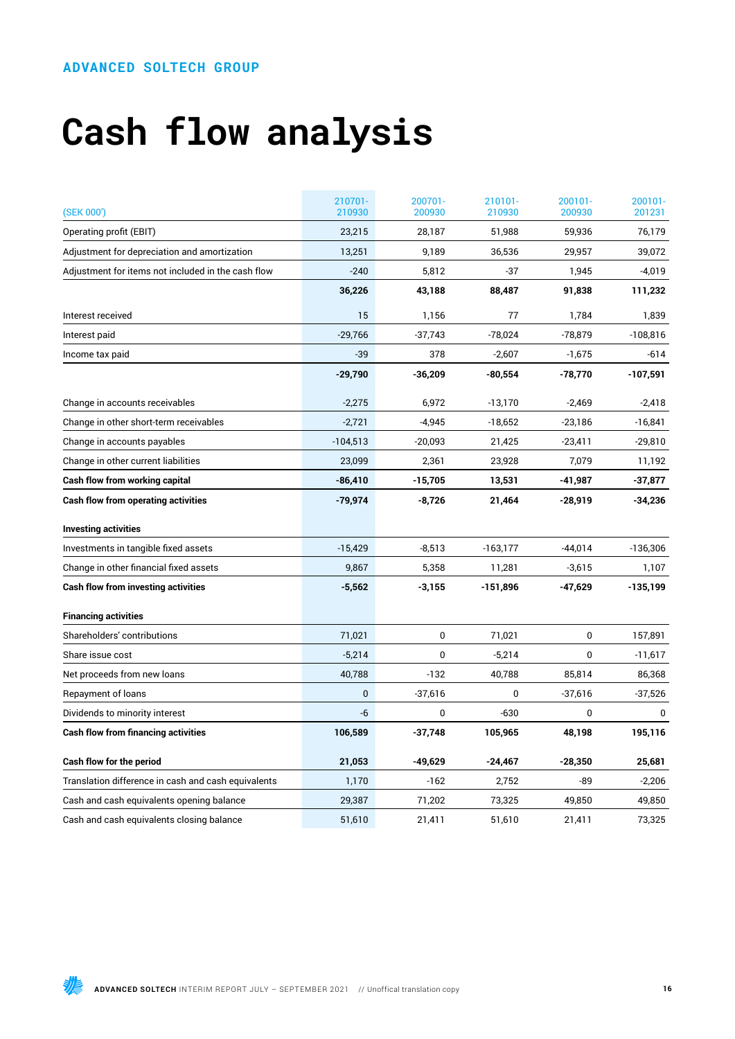ADVANCED SOLTECH GROUP

# Cash flow analysis

| (SEK 000') | 210701-210930 | 200701-200930 | 210101-210930 | 200101-200930 | 200101-201231 |
|---|---|---|---|---|---|
| Operating profit (EBIT) | 23,215 | 28,187 | 51,988 | 59,936 | 76,179 |
| Adjustment for depreciation and amortization | 13,251 | 9,189 | 36,536 | 29,957 | 39,072 |
| Adjustment for items not included in the cash flow | -240 | 5,812 | -37 | 1,945 | -4,019 |
| | **36,226** | **43,188** | **88,487** | **91,838** | **111,232** |
| Interest received | 15 | 1,156 | 77 | 1,784 | 1,839 |
| Interest paid | -29,766 | -37,743 | -78,024 | -78,879 | -108,816 |
| Income tax paid | -39 | 378 | -2,607 | -1,675 | -614 |
| | **-29,790** | **-36,209** | **-80,554** | **-78,770** | **-107,591** |
| Change in accounts receivables | -2,275 | 6,972 | -13,170 | -2,469 | -2,418 |
| Change in other short-term receivables | -2,721 | -4,945 | -18,652 | -23,186 | -16,841 |
| Change in accounts payables | -104,513 | -20,093 | 21,425 | -23,411 | -29,810 |
| Change in other current liabilities | 23,099 | 2,361 | 23,928 | 7,079 | 11,192 |
| **Cash flow from working capital** | **-86,410** | **-15,705** | **13,531** | **-41,987** | **-37,877** |
| **Cash flow from operating activities** | **-79,974** | **-8,726** | **21,464** | **-28,919** | **-34,236** |
| **Investing activities** | | | | | |
| Investments in tangible fixed assets | -15,429 | -8,513 | -163,177 | -44,014 | -136,306 |
| Change in other financial fixed assets | 9,867 | 5,358 | 11,281 | -3,615 | 1,107 |
| **Cash flow from investing activities** | **-5,562** | **-3,155** | **-151,896** | **-47,629** | **-135,199** |
| **Financing activities** | | | | | |
| Shareholders' contributions | 71,021 | 0 | 71,021 | 0 | 157,891 |
| Share issue cost | -5,214 | 0 | -5,214 | 0 | -11,617 |
| Net proceeds from new loans | 40,788 | -132 | 40,788 | 85,814 | 86,368 |
| Repayment of loans | 0 | -37,616 | 0 | -37,616 | -37,526 |
| Dividends to minority interest | -6 | 0 | -630 | 0 | 0 |
| **Cash flow from financing activities** | **106,589** | **-37,748** | **105,965** | **48,198** | **195,116** |
| **Cash flow for the period** | **21,053** | **-49,629** | **-24,467** | **-28,350** | **25,681** |
| Translation difference in cash and cash equivalents | 1,170 | -162 | 2,752 | -89 | -2,206 |
| Cash and cash equivalents opening balance | 29,387 | 71,202 | 73,325 | 49,850 | 49,850 |
| Cash and cash equivalents closing balance | 51,610 | 21,411 | 51,610 | 21,411 | 73,325 |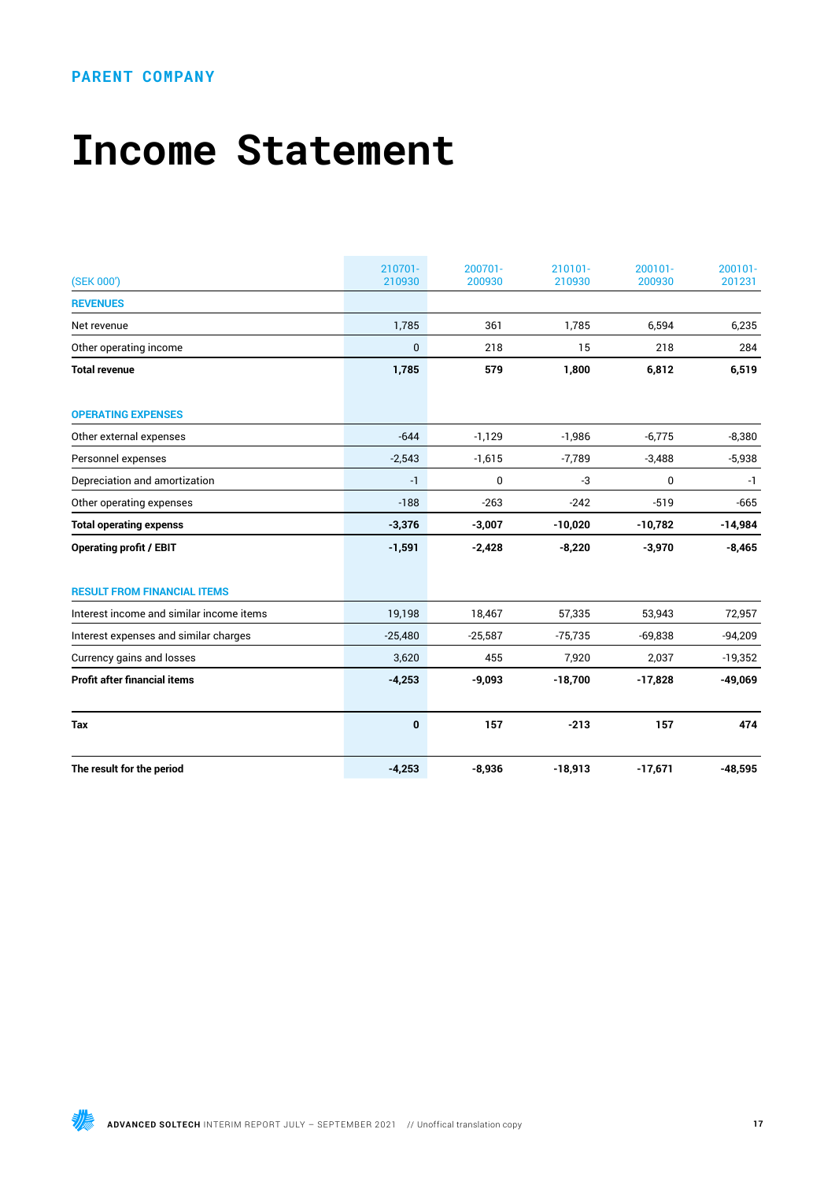PARENT COMPANY

# Income Statement

| (SEK 000') | 210701-210930 | 200701-200930 | 210101-210930 | 200101-200930 | 200101-201231 |
|---|---|---|---|---|---|
| **REVENUES** | | | | | |
| Net revenue | 1,785 | 361 | 1,785 | 6,594 | 6,235 |
| Other operating income | 0 | 218 | 15 | 218 | 284 |
| **Total revenue** | **1,785** | **579** | **1,800** | **6,812** | **6,519** |
| **OPERATING EXPENSES** | | | | | |
| Other external expenses | -644 | -1,129 | -1,986 | -6,775 | -8,380 |
| Personnel expenses | -2,543 | -1,615 | -7,789 | -3,488 | -5,938 |
| Depreciation and amortization | -1 | 0 | -3 | 0 | -1 |
| Other operating expenses | -188 | -263 | -242 | -519 | -665 |
| **Total operating expenss** | **-3,376** | **-3,007** | **-10,020** | **-10,782** | **-14,984** |
| **Operating profit / EBIT** | **-1,591** | **-2,428** | **-8,220** | **-3,970** | **-8,465** |
| **RESULT FROM FINANCIAL ITEMS** | | | | | |
| Interest income and similar income items | 19,198 | 18,467 | 57,335 | 53,943 | 72,957 |
| Interest expenses and similar charges | -25,480 | -25,587 | -75,735 | -69,838 | -94,209 |
| Currency gains and losses | 3,620 | 455 | 7,920 | 2,037 | -19,352 |
| **Profit after financial items** | **-4,253** | **-9,093** | **-18,700** | **-17,828** | **-49,069** |
| **Tax** | **0** | **157** | **-213** | **157** | **474** |
| **The result for the period** | **-4,253** | **-8,936** | **-18,913** | **-17,671** | **-48,595** |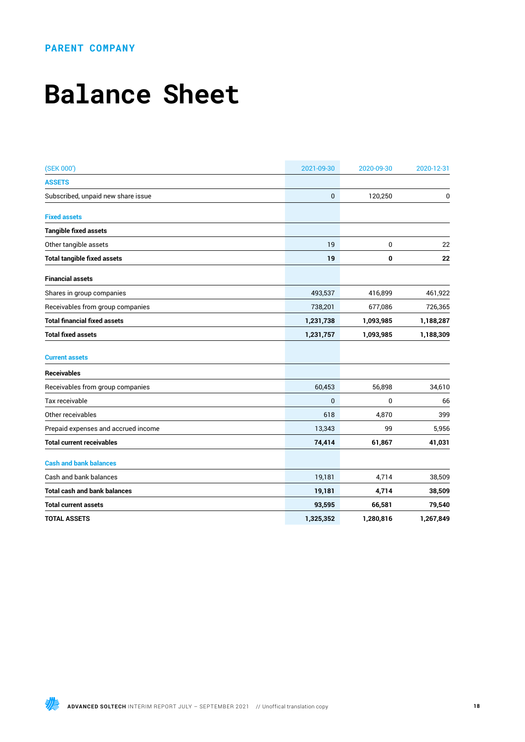PARENT COMPANY

# Balance Sheet

| (SEK 000') | 2021-09-30 | 2020-09-30 | 2020-12-31 |
|---|---|---|---|
| **ASSETS** | | | |
| Subscribed, unpaid new share issue | 0 | 120,250 | 0 |
| **Fixed assets** | | | |
| **Tangible fixed assets** | | | |
| Other tangible assets | 19 | 0 | 22 |
| **Total tangible fixed assets** | **19** | **0** | **22** |
| **Financial assets** | | | |
| Shares in group companies | 493,537 | 416,899 | 461,922 |
| Receivables from group companies | 738,201 | 677,086 | 726,365 |
| **Total financial fixed assets** | **1,231,738** | **1,093,985** | **1,188,287** |
| **Total fixed assets** | **1,231,757** | **1,093,985** | **1,188,309** |
| **Current assets** | | | |
| **Receivables** | | | |
| Receivables from group companies | 60,453 | 56,898 | 34,610 |
| Tax receivable | 0 | 0 | 66 |
| Other receivables | 618 | 4,870 | 399 |
| Prepaid expenses and accrued income | 13,343 | 99 | 5,956 |
| **Total current receivables** | **74,414** | **61,867** | **41,031** |
| **Cash and bank balances** | | | |
| Cash and bank balances | 19,181 | 4,714 | 38,509 |
| **Total cash and bank balances** | **19,181** | **4,714** | **38,509** |
| **Total current assets** | **93,595** | **66,581** | **79,540** |
| **TOTAL ASSETS** | **1,325,352** | **1,280,816** | **1,267,849** |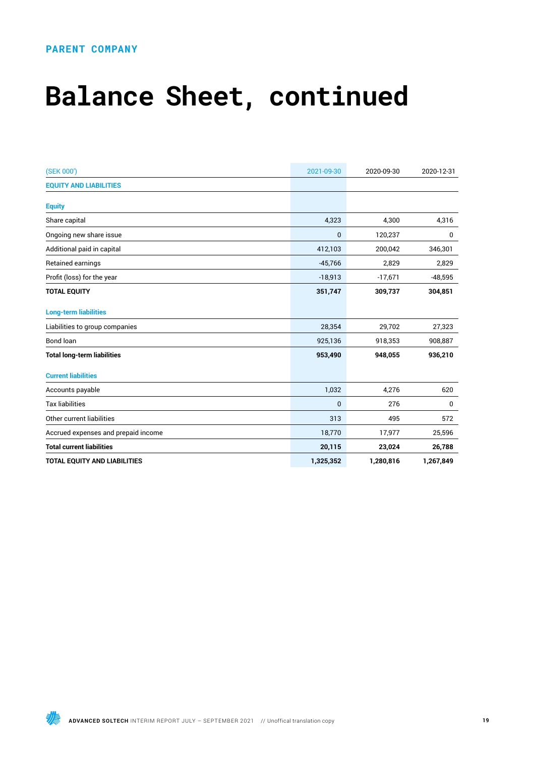PARENT COMPANY

# Balance Sheet, continued

| (SEK 000') | 2021-09-30 | 2020-09-30 | 2020-12-31 |
|---|---|---|---|
| **EQUITY AND LIABILITIES** | | | |
| **Equity** | | | |
| Share capital | 4,323 | 4,300 | 4,316 |
| Ongoing new share issue | 0 | 120,237 | 0 |
| Additional paid in capital | 412,103 | 200,042 | 346,301 |
| Retained earnings | -45,766 | 2,829 | 2,829 |
| Profit (loss) for the year | -18,913 | -17,671 | -48,595 |
| **TOTAL EQUITY** | **351,747** | **309,737** | **304,851** |
| **Long-term liabilities** | | | |
| Liabilities to group companies | 28,354 | 29,702 | 27,323 |
| Bond loan | 925,136 | 918,353 | 908,887 |
| **Total long-term liabilities** | **953,490** | **948,055** | **936,210** |
| **Current liabilities** | | | |
| Accounts payable | 1,032 | 4,276 | 620 |
| Tax liabilities | 0 | 276 | 0 |
| Other current liabilities | 313 | 495 | 572 |
| Accrued expenses and prepaid income | 18,770 | 17,977 | 25,596 |
| **Total current liabilities** | **20,115** | **23,024** | **26,788** |
| **TOTAL EQUITY AND LIABILITIES** | **1,325,352** | **1,280,816** | **1,267,849** |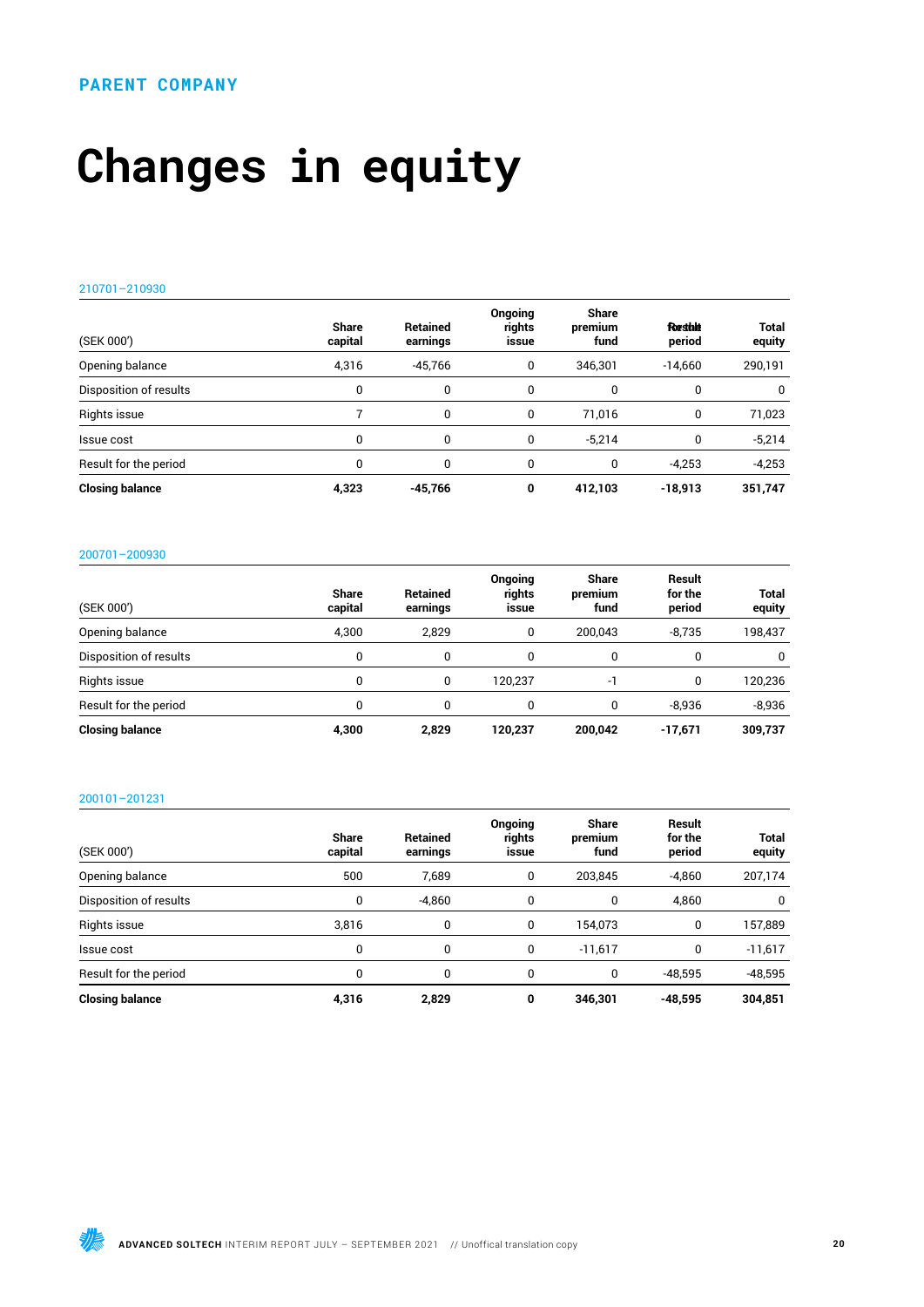PARENT COMPANY

# Changes in equity

210701–210930

| (SEK 000') | Share capital | Retained earnings | Ongoing rights issue | Share premium fund | Result for the period | Total equity |
|---|---|---|---|---|---|---|
| Opening balance | 4,316 | -45,766 | 0 | 346,301 | -14,660 | 290,191 |
| Disposition of results | 0 | 0 | 0 | 0 | 0 | 0 |
| Rights issue | 7 | 0 | 0 | 71,016 | 0 | 71,023 |
| Issue cost | 0 | 0 | 0 | -5,214 | 0 | -5,214 |
| Result for the period | 0 | 0 | 0 | 0 | -4,253 | -4,253 |
| **Closing balance** | **4,323** | **-45,766** | **0** | **412,103** | **-18,913** | **351,747** |

200701–200930

| (SEK 000') | Share capital | Retained earnings | Ongoing rights issue | Share premium fund | Result for the period | Total equity |
|---|---|---|---|---|---|---|
| Opening balance | 4,300 | 2,829 | 0 | 200,043 | -8,735 | 198,437 |
| Disposition of results | 0 | 0 | 0 | 0 | 0 | 0 |
| Rights issue | 0 | 0 | 120,237 | -1 | 0 | 120,236 |
| Result for the period | 0 | 0 | 0 | 0 | -8,936 | -8,936 |
| **Closing balance** | **4,300** | **2,829** | **120,237** | **200,042** | **-17,671** | **309,737** |

200101–201231

| (SEK 000') | Share capital | Retained earnings | Ongoing rights issue | Share premium fund | Result for the period | Total equity |
|---|---|---|---|---|---|---|
| Opening balance | 500 | 7,689 | 0 | 203,845 | -4,860 | 207,174 |
| Disposition of results | 0 | -4,860 | 0 | 0 | 4,860 | 0 |
| Rights issue | 3,816 | 0 | 0 | 154,073 | 0 | 157,889 |
| Issue cost | 0 | 0 | 0 | -11,617 | 0 | -11,617 |
| Result for the period | 0 | 0 | 0 | 0 | -48,595 | -48,595 |
| **Closing balance** | **4,316** | **2,829** | **0** | **346,301** | **-48,595** | **304,851** |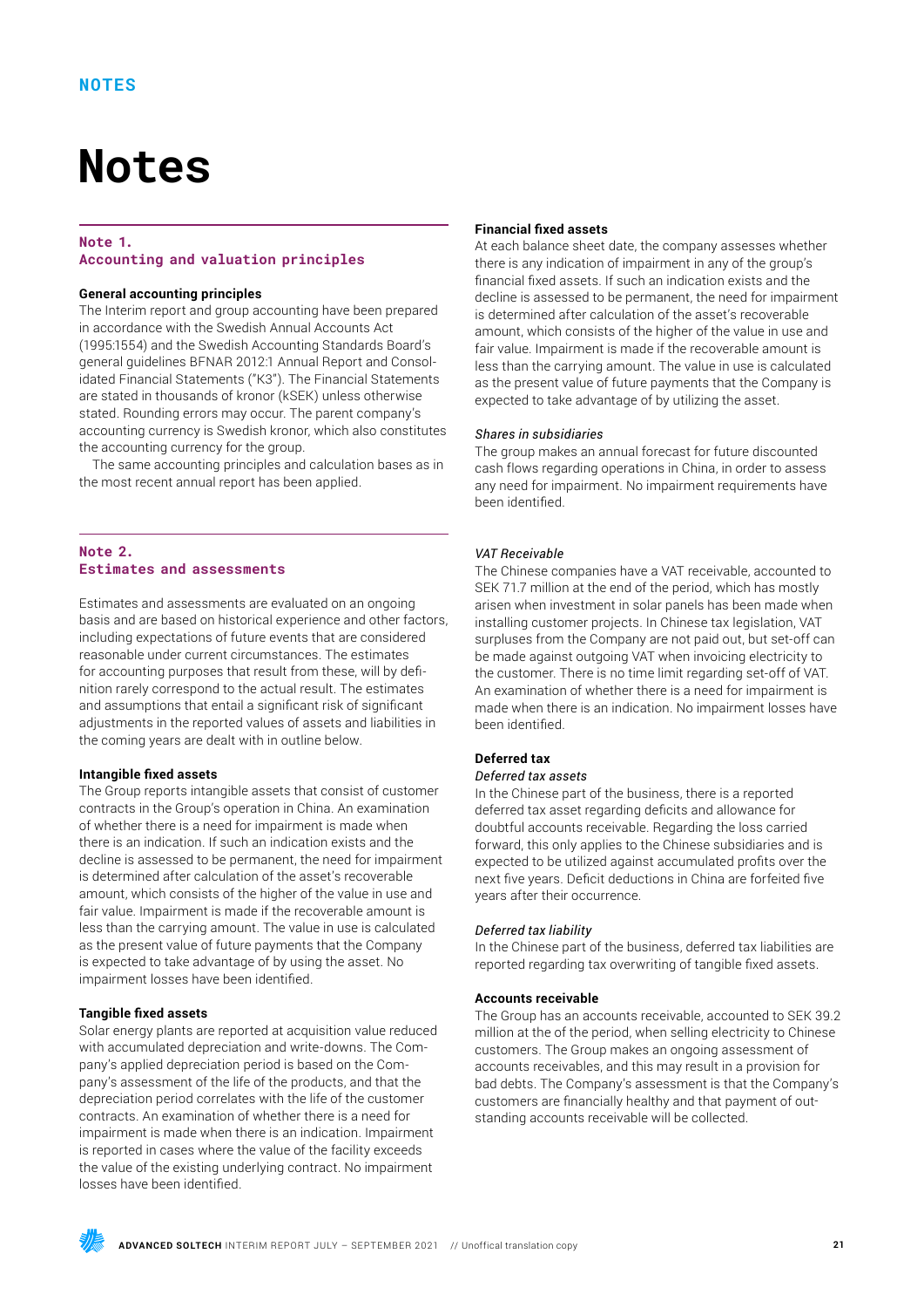# Notes

## Note 1. Accounting and valuation principles

**General accounting principles**

The Interim report and group accounting have been prepared in accordance with the Swedish Annual Accounts Act (1995:1554) and the Swedish Accounting Standards Board's general guidelines BFNAR 2012:1 Annual Report and Consolidated Financial Statements ("K3"). The Financial Statements are stated in thousands of kronor (kSEK) unless otherwise stated. Rounding errors may occur. The parent company's accounting currency is Swedish kronor, which also constitutes the accounting currency for the group.

The same accounting principles and calculation bases as in the most recent annual report has been applied.

## Note 2. Estimates and assessments

Estimates and assessments are evaluated on an ongoing basis and are based on historical experience and other factors, including expectations of future events that are considered reasonable under current circumstances. The estimates for accounting purposes that result from these, will by definition rarely correspond to the actual result. The estimates and assumptions that entail a significant risk of significant adjustments in the reported values of assets and liabilities in the coming years are dealt with in outline below.

**Intangible fixed assets**

The Group reports intangible assets that consist of customer contracts in the Group's operation in China. An examination of whether there is a need for impairment is made when there is an indication. If such an indication exists and the decline is assessed to be permanent, the need for impairment is determined after calculation of the asset's recoverable amount, which consists of the higher of the value in use and fair value. Impairment is made if the recoverable amount is less than the carrying amount. The value in use is calculated as the present value of future payments that the Company is expected to take advantage of by using the asset. No impairment losses have been identified.

**Tangible fixed assets**

Solar energy plants are reported at acquisition value reduced with accumulated depreciation and write-downs. The Company's applied depreciation period is based on the Company's assessment of the life of the products, and that the depreciation period correlates with the life of the customer contracts. An examination of whether there is a need for impairment is made when there is an indication. Impairment is reported in cases where the value of the facility exceeds the value of the existing underlying contract. No impairment losses have been identified.

**Financial fixed assets**

At each balance sheet date, the company assesses whether there is any indication of impairment in any of the group's financial fixed assets. If such an indication exists and the decline is assessed to be permanent, the need for impairment is determined after calculation of the asset's recoverable amount, which consists of the higher of the value in use and fair value. Impairment is made if the recoverable amount is less than the carrying amount. The value in use is calculated as the present value of future payments that the Company is expected to take advantage of by utilizing the asset.

*Shares in subsidiaries*

The group makes an annual forecast for future discounted cash flows regarding operations in China, in order to assess any need for impairment. No impairment requirements have been identified.

*VAT Receivable*

The Chinese companies have a VAT receivable, accounted to SEK 71.7 million at the end of the period, which has mostly arisen when investment in solar panels has been made when installing customer projects. In Chinese tax legislation, VAT surpluses from the Company are not paid out, but set-off can be made against outgoing VAT when invoicing electricity to the customer. There is no time limit regarding set-off of VAT. An examination of whether there is a need for impairment is made when there is an indication. No impairment losses have been identified.

**Deferred tax**

*Deferred tax assets*

In the Chinese part of the business, there is a reported deferred tax asset regarding deficits and allowance for doubtful accounts receivable. Regarding the loss carried forward, this only applies to the Chinese subsidiaries and is expected to be utilized against accumulated profits over the next five years. Deficit deductions in China are forfeited five years after their occurrence.

*Deferred tax liability*

In the Chinese part of the business, deferred tax liabilities are reported regarding tax overwriting of tangible fixed assets.

**Accounts receivable**

The Group has an accounts receivable, accounted to SEK 39.2 million at the of the period, when selling electricity to Chinese customers. The Group makes an ongoing assessment of accounts receivables, and this may result in a provision for bad debts. The Company's assessment is that the Company's customers are financially healthy and that payment of outstanding accounts receivable will be collected.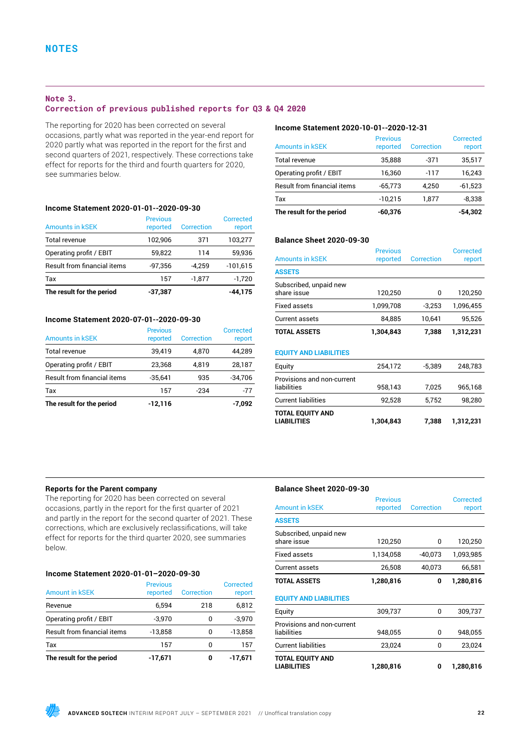# NOTES

## Note 3. Correction of previous published reports for Q3 & Q4 2020

The reporting for 2020 has been corrected on several occasions, partly what was reported in the year-end report for 2020 partly what was reported in the report for the first and second quarters of 2021, respectively. These corrections take effect for reports for the third and fourth quarters for 2020, see summaries below.

### Income Statement 2020-01-01--2020-09-30

| Amounts in kSEK | Previous reported | Correction | Corrected report |
|---|---|---|---|
| Total revenue | 102,906 | 371 | 103,277 |
| Operating profit / EBIT | 59,822 | 114 | 59,936 |
| Result from financial items | -97,356 | -4,259 | -101,615 |
| Tax | 157 | -1,877 | -1,720 |
| **The result for the period** | **-37,387** | | **-44,175** |

### Income Statement 2020-07-01--2020-09-30

| Amounts in kSEK | Previous reported | Correction | Corrected report |
|---|---|---|---|
| Total revenue | 39,419 | 4,870 | 44,289 |
| Operating profit / EBIT | 23,368 | 4,819 | 28,187 |
| Result from financial items | -35,641 | 935 | -34,706 |
| Tax | 157 | -234 | -77 |
| **The result for the period** | **-12,116** | | **-7,092** |

### Income Statement 2020-10-01--2020-12-31

| Amounts in kSEK | Previous reported | Correction | Corrected report |
|---|---|---|---|
| Total revenue | 35,888 | -371 | 35,517 |
| Operating profit / EBIT | 16,360 | -117 | 16,243 |
| Result from financial items | -65,773 | 4,250 | -61,523 |
| Tax | -10,215 | 1,877 | -8,338 |
| **The result for the period** | **-60,376** | | **-54,302** |

### Balance Sheet 2020-09-30

| Amounts in kSEK | Previous reported | Correction | Corrected report |
|---|---|---|---|
| **ASSETS** | | | |
| Subscribed, unpaid new share issue | 120,250 | 0 | 120,250 |
| Fixed assets | 1,099,708 | -3,253 | 1,096,455 |
| Current assets | 84,885 | 10,641 | 95,526 |
| **TOTAL ASSETS** | **1,304,843** | **7,388** | **1,312,231** |
| **EQUITY AND LIABILITIES** | | | |
| Equity | 254,172 | -5,389 | 248,783 |
| Provisions and non-current liabilities | 958,143 | 7,025 | 965,168 |
| Current liabilities | 92,528 | 5,752 | 98,280 |
| **TOTAL EQUITY AND LIABILITIES** | **1,304,843** | **7,388** | **1,312,231** |

### Reports for the Parent company

The reporting for 2020 has been corrected on several occasions, partly in the report for the first quarter of 2021 and partly in the report for the second quarter of 2021. These corrections, which are exclusively reclassifications, will take effect for reports for the third quarter 2020, see summaries below.

### Income Statement 2020-01-01–2020-09-30

| Amount in kSEK | Previous reported | Correction | Corrected report |
|---|---|---|---|
| Revenue | 6,594 | 218 | 6,812 |
| Operating profit / EBIT | -3,970 | 0 | -3,970 |
| Result from financial items | -13,858 | 0 | -13,858 |
| Tax | 157 | 0 | 157 |
| **The result for the period** | **-17,671** | **0** | **-17,671** |

### Balance Sheet 2020-09-30

| Amount in kSEK | Previous reported | Correction | Corrected report |
|---|---|---|---|
| **ASSETS** | | | |
| Subscribed, unpaid new share issue | 120,250 | 0 | 120,250 |
| Fixed assets | 1,134,058 | -40,073 | 1,093,985 |
| Current assets | 26,508 | 40,073 | 66,581 |
| **TOTAL ASSETS** | **1,280,816** | **0** | **1,280,816** |
| **EQUITY AND LIABILITIES** | | | |
| Equity | 309,737 | 0 | 309,737 |
| Provisions and non-current liabilities | 948,055 | 0 | 948,055 |
| Current liabilities | 23,024 | 0 | 23,024 |
| **TOTAL EQUITY AND LIABILITIES** | **1,280,816** | **0** | **1,280,816** |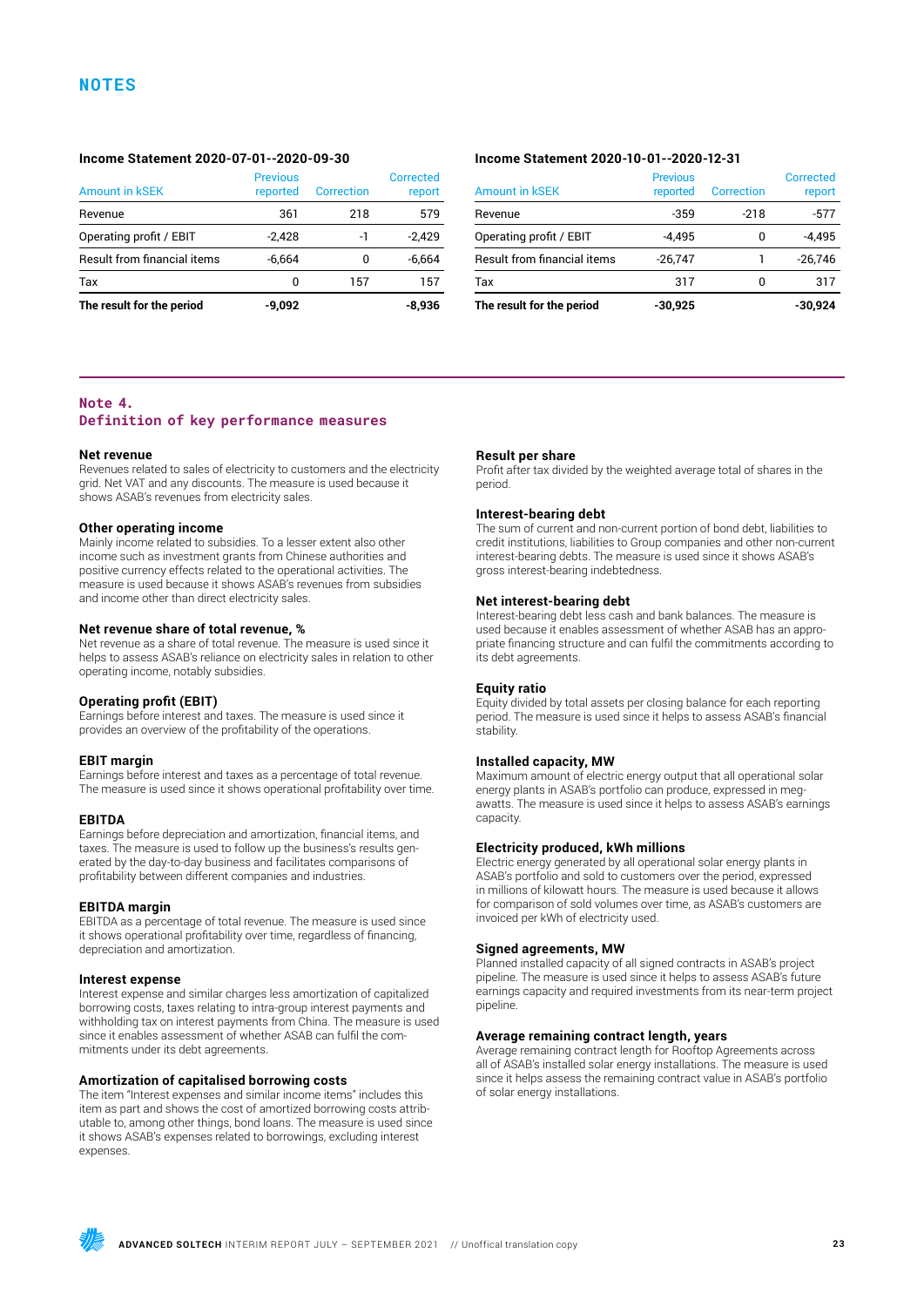# NOTES

**Income Statement 2020-07-01--2020-09-30**

| Amount in kSEK | Previous reported | Correction | Corrected report |
|---|---|---|---|
| Revenue | 361 | 218 | 579 |
| Operating profit / EBIT | -2,428 | -1 | -2,429 |
| Result from financial items | -6,664 | 0 | -6,664 |
| Tax | 0 | 157 | 157 |
| **The result for the period** | **-9,092** | | **-8,936** |

**Income Statement 2020-10-01--2020-12-31**

| Amount in kSEK | Previous reported | Correction | Corrected report |
|---|---|---|---|
| Revenue | -359 | -218 | -577 |
| Operating profit / EBIT | -4,495 | 0 | -4,495 |
| Result from financial items | -26,747 | 1 | -26,746 |
| Tax | 317 | 0 | 317 |
| **The result for the period** | **-30,925** | | **-30,924** |

## Note 4. Definition of key performance measures

### Net revenue
Revenues related to sales of electricity to customers and the electricity grid. Net VAT and any discounts. The measure is used because it shows ASAB's revenues from electricity sales.

### Other operating income
Mainly income related to subsidies. To a lesser extent also other income such as investment grants from Chinese authorities and positive currency effects related to the operational activities. The measure is used because it shows ASAB's revenues from subsidies and income other than direct electricity sales.

### Net revenue share of total revenue, %
Net revenue as a share of total revenue. The measure is used since it helps to assess ASAB's reliance on electricity sales in relation to other operating income, notably subsidies.

### Operating profit (EBIT)
Earnings before interest and taxes. The measure is used since it provides an overview of the profitability of the operations.

### EBIT margin
Earnings before interest and taxes as a percentage of total revenue. The measure is used since it shows operational profitability over time.

### EBITDA
Earnings before depreciation and amortization, financial items, and taxes. The measure is used to follow up the business's results generated by the day-to-day business and facilitates comparisons of profitability between different companies and industries.

### EBITDA margin
EBITDA as a percentage of total revenue. The measure is used since it shows operational profitability over time, regardless of financing, depreciation and amortization.

### Interest expense
Interest expense and similar charges less amortization of capitalized borrowing costs, taxes relating to intra-group interest payments and withholding tax on interest payments from China. The measure is used since it enables assessment of whether ASAB can fulfil the commitments under its debt agreements.

### Amortization of capitalised borrowing costs
The item "Interest expenses and similar income items" includes this item as part and shows the cost of amortized borrowing costs attributable to, among other things, bond loans. The measure is used since it shows ASAB's expenses related to borrowings, excluding interest expenses.

### Result per share
Profit after tax divided by the weighted average total of shares in the period.

### Interest-bearing debt
The sum of current and non-current portion of bond debt, liabilities to credit institutions, liabilities to Group companies and other non-current interest-bearing debts. The measure is used since it shows ASAB's gross interest-bearing indebtedness.

### Net interest-bearing debt
Interest-bearing debt less cash and bank balances. The measure is used because it enables assessment of whether ASAB has an appropriate financing structure and can fulfil the commitments according to its debt agreements.

### Equity ratio
Equity divided by total assets per closing balance for each reporting period. The measure is used since it helps to assess ASAB's financial stability.

### Installed capacity, MW
Maximum amount of electric energy output that all operational solar energy plants in ASAB's portfolio can produce, expressed in megawatts. The measure is used since it helps to assess ASAB's earnings capacity.

### Electricity produced, kWh millions
Electric energy generated by all operational solar energy plants in ASAB's portfolio and sold to customers over the period, expressed in millions of kilowatt hours. The measure is used because it allows for comparison of sold volumes over time, as ASAB's customers are invoiced per kWh of electricity used.

### Signed agreements, MW
Planned installed capacity of all signed contracts in ASAB's project pipeline. The measure is used since it helps to assess ASAB's future earnings capacity and required investments from its near-term project pipeline.

### Average remaining contract length, years
Average remaining contract length for Rooftop Agreements across all of ASAB's installed solar energy installations. The measure is used since it helps assess the remaining contract value in ASAB's portfolio of solar energy installations.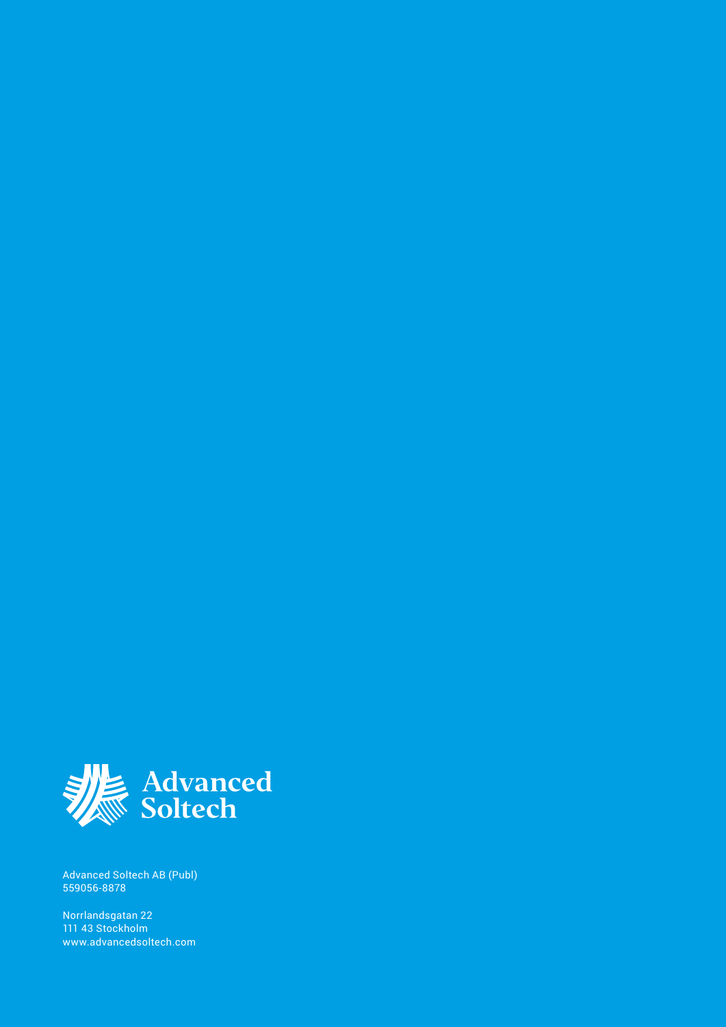Advanced Soltech

Advanced Soltech AB (Publ)
559056-8878

Norrlandsgatan 22
111 43 Stockholm
www.advancedsoltech.com